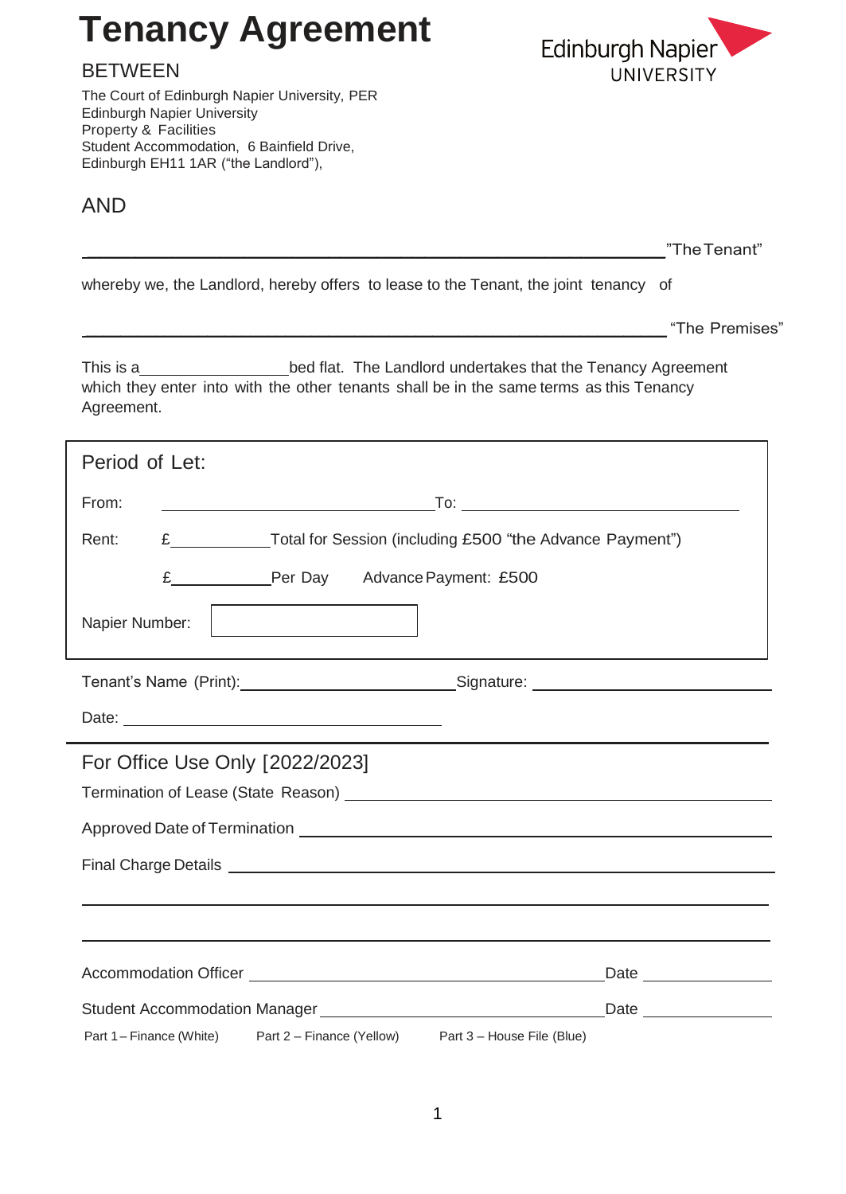# Tenancy Agreement

Edinburgh Napier UNIVERSITY

BETWEEN

The Court of Edinburgh Napier University, PER
Edinburgh Napier University
Property & Facilities
Student Accommodation, 6 Bainfield Drive,
Edinburgh EH11 1AR ("the Landlord"),

AND

______________________________________________ "The Tenant"

whereby we, the Landlord, hereby offers to lease to the Tenant, the joint tenancy of

______________________________________________ "The Premises"

This is a ______________ bed flat. The Landlord undertakes that the Tenancy Agreement which they enter into with the other tenants shall be in the same terms as this Tenancy Agreement.

Period of Let:

From: ______________________ To: ______________________

Rent: £__________ Total for Session (including £500 "the Advance Payment")

£__________ Per Day Advance Payment: £500

Napier Number: [ ]

Tenant's Name (Print): ______________________ Signature: ______________________

Date: ______________________

## For Office Use Only [2022/2023]

Termination of Lease (State Reason) ______________________

Approved Date of Termination ______________________

Final Charge Details ______________________

______________________________________________

______________________________________________

Accommodation Officer ______________________ Date __________

Student Accommodation Manager ______________________ Date __________

Part 1 – Finance (White) Part 2 – Finance (Yellow) Part 3 – House File (Blue)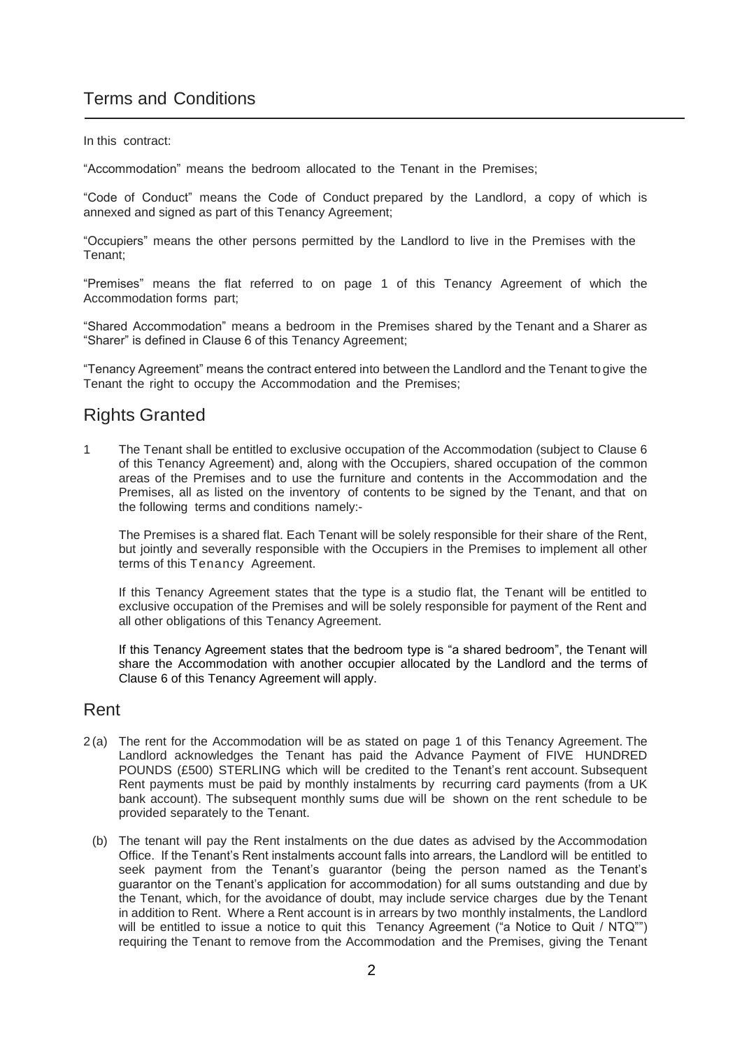## Terms and Conditions

In this contract:

"Accommodation" means the bedroom allocated to the Tenant in the Premises;

"Code of Conduct" means the Code of Conduct prepared by the Landlord, a copy of which is annexed and signed as part of this Tenancy Agreement;

"Occupiers" means the other persons permitted by the Landlord to live in the Premises with the Tenant;

"Premises" means the flat referred to on page 1 of this Tenancy Agreement of which the Accommodation forms part;

"Shared Accommodation" means a bedroom in the Premises shared by the Tenant and a Sharer as "Sharer" is defined in Clause 6 of this Tenancy Agreement;

"Tenancy Agreement" means the contract entered into between the Landlord and the Tenant to give the Tenant the right to occupy the Accommodation and the Premises;

## Rights Granted

1 The Tenant shall be entitled to exclusive occupation of the Accommodation (subject to Clause 6 of this Tenancy Agreement) and, along with the Occupiers, shared occupation of the common areas of the Premises and to use the furniture and contents in the Accommodation and the Premises, all as listed on the inventory of contents to be signed by the Tenant, and that on the following terms and conditions namely:-

The Premises is a shared flat. Each Tenant will be solely responsible for their share of the Rent, but jointly and severally responsible with the Occupiers in the Premises to implement all other terms of this Tenancy Agreement.

If this Tenancy Agreement states that the type is a studio flat, the Tenant will be entitled to exclusive occupation of the Premises and will be solely responsible for payment of the Rent and all other obligations of this Tenancy Agreement.

If this Tenancy Agreement states that the bedroom type is "a shared bedroom", the Tenant will share the Accommodation with another occupier allocated by the Landlord and the terms of Clause 6 of this Tenancy Agreement will apply.

## Rent

2 (a) The rent for the Accommodation will be as stated on page 1 of this Tenancy Agreement. The Landlord acknowledges the Tenant has paid the Advance Payment of FIVE HUNDRED POUNDS (£500) STERLING which will be credited to the Tenant's rent account. Subsequent Rent payments must be paid by monthly instalments by recurring card payments (from a UK bank account). The subsequent monthly sums due will be shown on the rent schedule to be provided separately to the Tenant.

(b) The tenant will pay the Rent instalments on the due dates as advised by the Accommodation Office. If the Tenant's Rent instalments account falls into arrears, the Landlord will be entitled to seek payment from the Tenant's guarantor (being the person named as the Tenant's guarantor on the Tenant's application for accommodation) for all sums outstanding and due by the Tenant, which, for the avoidance of doubt, may include service charges due by the Tenant in addition to Rent. Where a Rent account is in arrears by two monthly instalments, the Landlord will be entitled to issue a notice to quit this Tenancy Agreement ("a Notice to Quit / NTQ"") requiring the Tenant to remove from the Accommodation and the Premises, giving the Tenant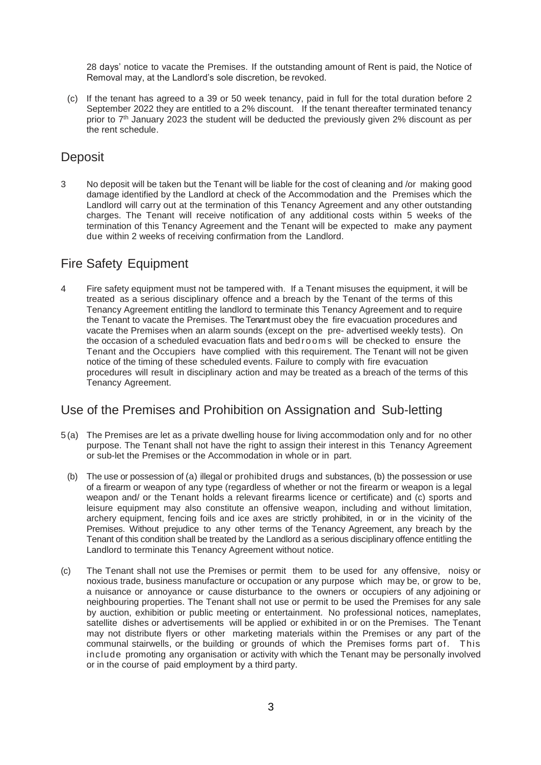28 days' notice to vacate the Premises. If the outstanding amount of Rent is paid, the Notice of Removal may, at the Landlord's sole discretion, be revoked.

(c) If the tenant has agreed to a 39 or 50 week tenancy, paid in full for the total duration before 2 September 2022 they are entitled to a 2% discount. If the tenant thereafter terminated tenancy prior to 7th January 2023 the student will be deducted the previously given 2% discount as per the rent schedule.

## Deposit

3 No deposit will be taken but the Tenant will be liable for the cost of cleaning and /or making good damage identified by the Landlord at check of the Accommodation and the Premises which the Landlord will carry out at the termination of this Tenancy Agreement and any other outstanding charges. The Tenant will receive notification of any additional costs within 5 weeks of the termination of this Tenancy Agreement and the Tenant will be expected to make any payment due within 2 weeks of receiving confirmation from the Landlord.

## Fire Safety Equipment

4 Fire safety equipment must not be tampered with. If a Tenant misuses the equipment, it will be treated as a serious disciplinary offence and a breach by the Tenant of the terms of this Tenancy Agreement entitling the landlord to terminate this Tenancy Agreement and to require the Tenant to vacate the Premises. The Tenant must obey the fire evacuation procedures and vacate the Premises when an alarm sounds (except on the pre- advertised weekly tests). On the occasion of a scheduled evacuation flats and bedrooms will be checked to ensure the Tenant and the Occupiers have complied with this requirement. The Tenant will not be given notice of the timing of these scheduled events. Failure to comply with fire evacuation procedures will result in disciplinary action and may be treated as a breach of the terms of this Tenancy Agreement.

## Use of the Premises and Prohibition on Assignation and Sub-letting

5 (a) The Premises are let as a private dwelling house for living accommodation only and for no other purpose. The Tenant shall not have the right to assign their interest in this Tenancy Agreement or sub-let the Premises or the Accommodation in whole or in part.

(b) The use or possession of (a) illegal or prohibited drugs and substances, (b) the possession or use of a firearm or weapon of any type (regardless of whether or not the firearm or weapon is a legal weapon and/ or the Tenant holds a relevant firearms licence or certificate) and (c) sports and leisure equipment may also constitute an offensive weapon, including and without limitation, archery equipment, fencing foils and ice axes are strictly prohibited, in or in the vicinity of the Premises. Without prejudice to any other terms of the Tenancy Agreement, any breach by the Tenant of this condition shall be treated by the Landlord as a serious disciplinary offence entitling the Landlord to terminate this Tenancy Agreement without notice.

(c) The Tenant shall not use the Premises or permit them to be used for any offensive, noisy or noxious trade, business manufacture or occupation or any purpose which may be, or grow to be, a nuisance or annoyance or cause disturbance to the owners or occupiers of any adjoining or neighbouring properties. The Tenant shall not use or permit to be used the Premises for any sale by auction, exhibition or public meeting or entertainment. No professional notices, nameplates, satellite dishes or advertisements will be applied or exhibited in or on the Premises. The Tenant may not distribute flyers or other marketing materials within the Premises or any part of the communal stairwells, or the building or grounds of which the Premises forms part of. This include promoting any organisation or activity with which the Tenant may be personally involved or in the course of paid employment by a third party.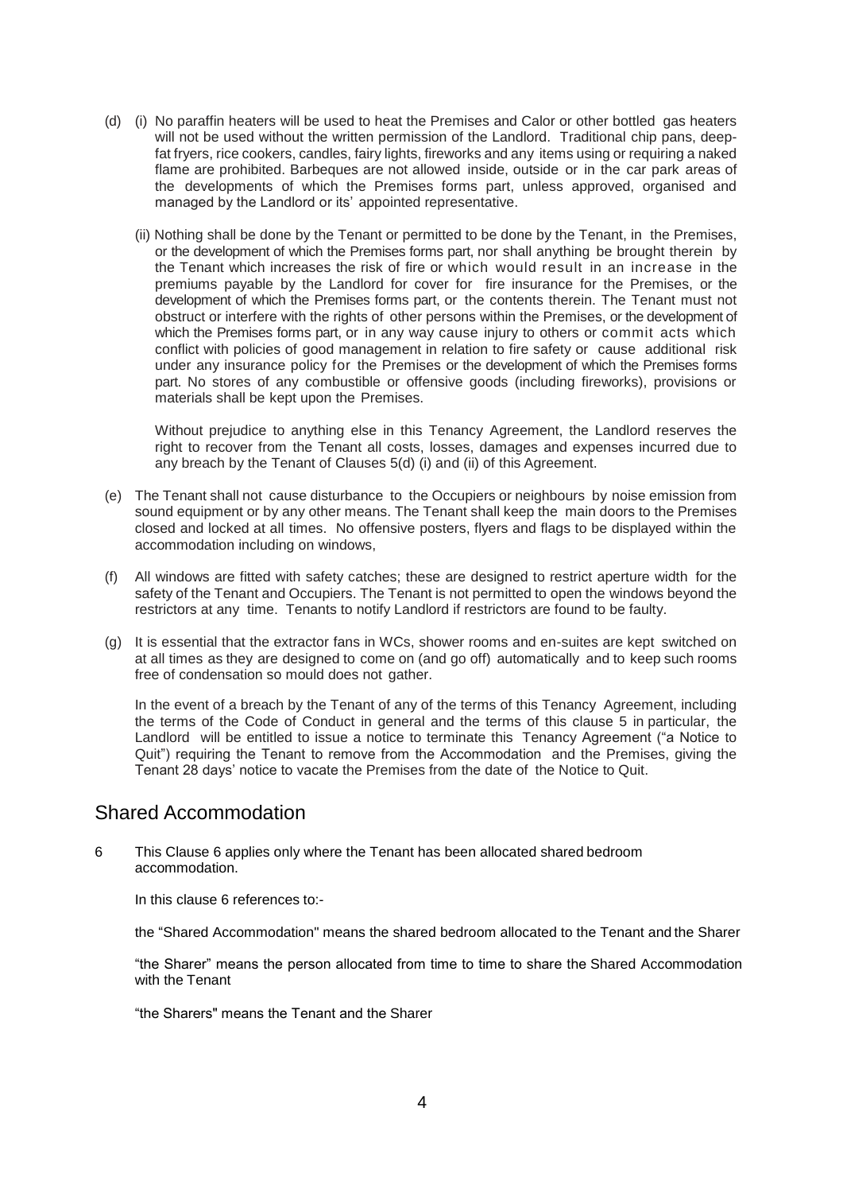(d) (i) No paraffin heaters will be used to heat the Premises and Calor or other bottled gas heaters will not be used without the written permission of the Landlord. Traditional chip pans, deep-fat fryers, rice cookers, candles, fairy lights, fireworks and any items using or requiring a naked flame are prohibited. Barbeques are not allowed inside, outside or in the car park areas of the developments of which the Premises forms part, unless approved, organised and managed by the Landlord or its' appointed representative.

(ii) Nothing shall be done by the Tenant or permitted to be done by the Tenant, in the Premises, or the development of which the Premises forms part, nor shall anything be brought therein by the Tenant which increases the risk of fire or which would result in an increase in the premiums payable by the Landlord for cover for fire insurance for the Premises, or the development of which the Premises forms part, or the contents therein. The Tenant must not obstruct or interfere with the rights of other persons within the Premises, or the development of which the Premises forms part, or in any way cause injury to others or commit acts which conflict with policies of good management in relation to fire safety or cause additional risk under any insurance policy for the Premises or the development of which the Premises forms part. No stores of any combustible or offensive goods (including fireworks), provisions or materials shall be kept upon the Premises.

Without prejudice to anything else in this Tenancy Agreement, the Landlord reserves the right to recover from the Tenant all costs, losses, damages and expenses incurred due to any breach by the Tenant of Clauses 5(d) (i) and (ii) of this Agreement.

(e) The Tenant shall not cause disturbance to the Occupiers or neighbours by noise emission from sound equipment or by any other means. The Tenant shall keep the main doors to the Premises closed and locked at all times. No offensive posters, flyers and flags to be displayed within the accommodation including on windows,

(f) All windows are fitted with safety catches; these are designed to restrict aperture width for the safety of the Tenant and Occupiers. The Tenant is not permitted to open the windows beyond the restrictors at any time. Tenants to notify Landlord if restrictors are found to be faulty.

(g) It is essential that the extractor fans in WCs, shower rooms and en-suites are kept switched on at all times as they are designed to come on (and go off) automatically and to keep such rooms free of condensation so mould does not gather.

In the event of a breach by the Tenant of any of the terms of this Tenancy Agreement, including the terms of the Code of Conduct in general and the terms of this clause 5 in particular, the Landlord will be entitled to issue a notice to terminate this Tenancy Agreement ("a Notice to Quit") requiring the Tenant to remove from the Accommodation and the Premises, giving the Tenant 28 days' notice to vacate the Premises from the date of the Notice to Quit.

## Shared Accommodation

6 This Clause 6 applies only where the Tenant has been allocated shared bedroom accommodation.

In this clause 6 references to:-

the "Shared Accommodation" means the shared bedroom allocated to the Tenant and the Sharer

"the Sharer" means the person allocated from time to time to share the Shared Accommodation with the Tenant

"the Sharers" means the Tenant and the Sharer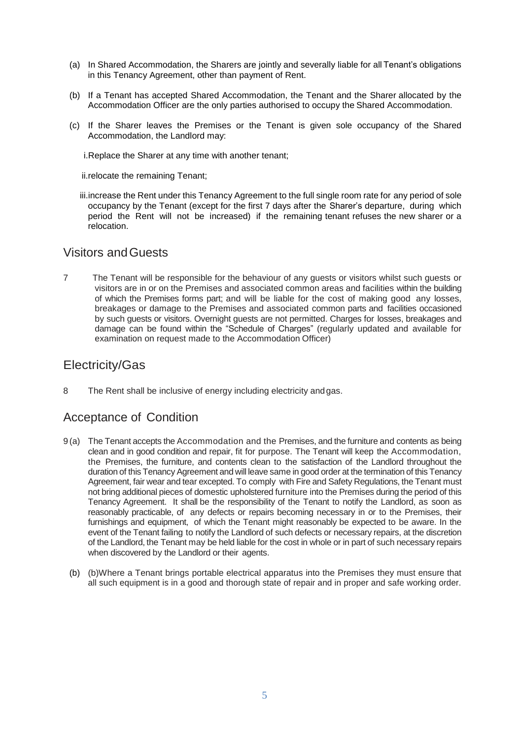(a) In Shared Accommodation, the Sharers are jointly and severally liable for all Tenant's obligations in this Tenancy Agreement, other than payment of Rent.

(b) If a Tenant has accepted Shared Accommodation, the Tenant and the Sharer allocated by the Accommodation Officer are the only parties authorised to occupy the Shared Accommodation.

(c) If the Sharer leaves the Premises or the Tenant is given sole occupancy of the Shared Accommodation, the Landlord may:

i. Replace the Sharer at any time with another tenant;

ii. relocate the remaining Tenant;

iii. increase the Rent under this Tenancy Agreement to the full single room rate for any period of sole occupancy by the Tenant (except for the first 7 days after the Sharer's departure, during which period the Rent will not be increased) if the remaining tenant refuses the new sharer or a relocation.

## Visitors and Guests

7 The Tenant will be responsible for the behaviour of any guests or visitors whilst such guests or visitors are in or on the Premises and associated common areas and facilities within the building of which the Premises forms part; and will be liable for the cost of making good any losses, breakages or damage to the Premises and associated common parts and facilities occasioned by such guests or visitors. Overnight guests are not permitted. Charges for losses, breakages and damage can be found within the "Schedule of Charges" (regularly updated and available for examination on request made to the Accommodation Officer)

## Electricity/Gas

8 The Rent shall be inclusive of energy including electricity and gas.

## Acceptance of Condition

9 (a) The Tenant accepts the Accommodation and the Premises, and the furniture and contents as being clean and in good condition and repair, fit for purpose. The Tenant will keep the Accommodation, the Premises, the furniture, and contents clean to the satisfaction of the Landlord throughout the duration of this Tenancy Agreement and will leave same in good order at the termination of this Tenancy Agreement, fair wear and tear excepted. To comply with Fire and Safety Regulations, the Tenant must not bring additional pieces of domestic upholstered furniture into the Premises during the period of this Tenancy Agreement. It shall be the responsibility of the Tenant to notify the Landlord, as soon as reasonably practicable, of any defects or repairs becoming necessary in or to the Premises, their furnishings and equipment, of which the Tenant might reasonably be expected to be aware. In the event of the Tenant failing to notify the Landlord of such defects or necessary repairs, at the discretion of the Landlord, the Tenant may be held liable for the cost in whole or in part of such necessary repairs when discovered by the Landlord or their agents.

(b) (b)Where a Tenant brings portable electrical apparatus into the Premises they must ensure that all such equipment is in a good and thorough state of repair and in proper and safe working order.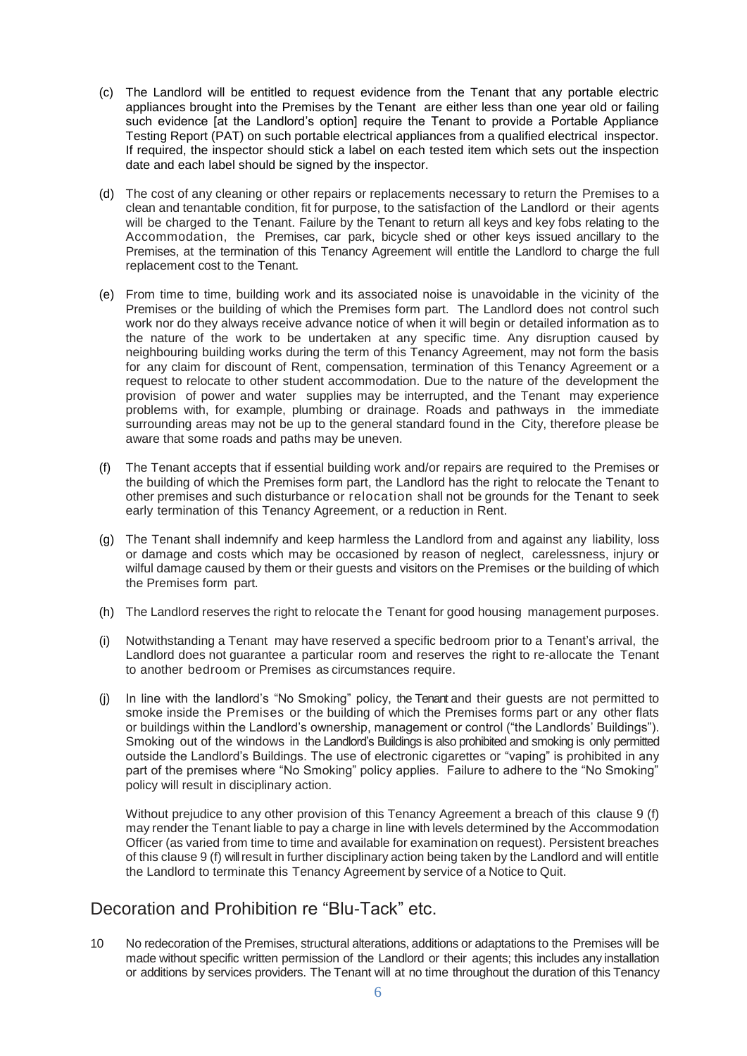(c) The Landlord will be entitled to request evidence from the Tenant that any portable electric appliances brought into the Premises by the Tenant are either less than one year old or failing such evidence [at the Landlord's option] require the Tenant to provide a Portable Appliance Testing Report (PAT) on such portable electrical appliances from a qualified electrical inspector. If required, the inspector should stick a label on each tested item which sets out the inspection date and each label should be signed by the inspector.

(d) The cost of any cleaning or other repairs or replacements necessary to return the Premises to a clean and tenantable condition, fit for purpose, to the satisfaction of the Landlord or their agents will be charged to the Tenant. Failure by the Tenant to return all keys and key fobs relating to the Accommodation, the Premises, car park, bicycle shed or other keys issued ancillary to the Premises, at the termination of this Tenancy Agreement will entitle the Landlord to charge the full replacement cost to the Tenant.

(e) From time to time, building work and its associated noise is unavoidable in the vicinity of the Premises or the building of which the Premises form part. The Landlord does not control such work nor do they always receive advance notice of when it will begin or detailed information as to the nature of the work to be undertaken at any specific time. Any disruption caused by neighbouring building works during the term of this Tenancy Agreement, may not form the basis for any claim for discount of Rent, compensation, termination of this Tenancy Agreement or a request to relocate to other student accommodation. Due to the nature of the development the provision of power and water supplies may be interrupted, and the Tenant may experience problems with, for example, plumbing or drainage. Roads and pathways in the immediate surrounding areas may not be up to the general standard found in the City, therefore please be aware that some roads and paths may be uneven.

(f) The Tenant accepts that if essential building work and/or repairs are required to the Premises or the building of which the Premises form part, the Landlord has the right to relocate the Tenant to other premises and such disturbance or relocation shall not be grounds for the Tenant to seek early termination of this Tenancy Agreement, or a reduction in Rent.

(g) The Tenant shall indemnify and keep harmless the Landlord from and against any liability, loss or damage and costs which may be occasioned by reason of neglect, carelessness, injury or wilful damage caused by them or their guests and visitors on the Premises or the building of which the Premises form part.

(h) The Landlord reserves the right to relocate the Tenant for good housing management purposes.

(i) Notwithstanding a Tenant may have reserved a specific bedroom prior to a Tenant's arrival, the Landlord does not guarantee a particular room and reserves the right to re-allocate the Tenant to another bedroom or Premises as circumstances require.

(j) In line with the landlord's "No Smoking" policy, the Tenant and their guests are not permitted to smoke inside the Premises or the building of which the Premises forms part or any other flats or buildings within the Landlord's ownership, management or control ("the Landlords' Buildings"). Smoking out of the windows in the Landlord's Buildings is also prohibited and smoking is only permitted outside the Landlord's Buildings. The use of electronic cigarettes or "vaping" is prohibited in any part of the premises where "No Smoking" policy applies. Failure to adhere to the "No Smoking" policy will result in disciplinary action.

Without prejudice to any other provision of this Tenancy Agreement a breach of this clause 9 (f) may render the Tenant liable to pay a charge in line with levels determined by the Accommodation Officer (as varied from time to time and available for examination on request). Persistent breaches of this clause 9 (f) will result in further disciplinary action being taken by the Landlord and will entitle the Landlord to terminate this Tenancy Agreement by service of a Notice to Quit.

## Decoration and Prohibition re "Blu-Tack" etc.

10 No redecoration of the Premises, structural alterations, additions or adaptations to the Premises will be made without specific written permission of the Landlord or their agents; this includes any installation or additions by services providers. The Tenant will at no time throughout the duration of this Tenancy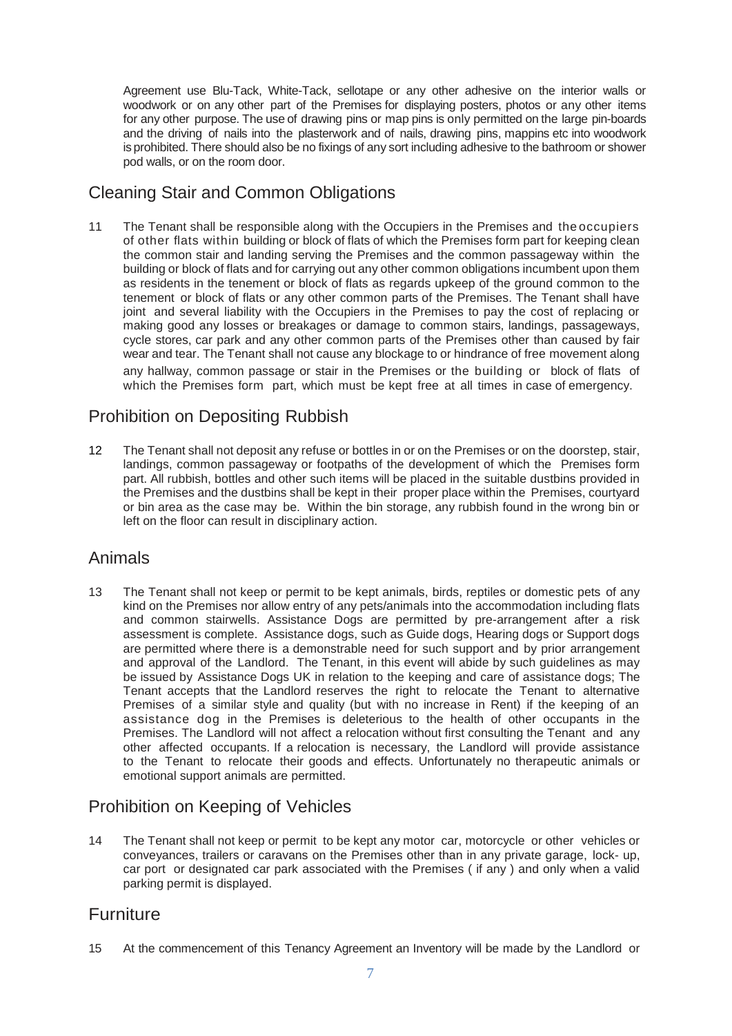Agreement use Blu-Tack, White-Tack, sellotape or any other adhesive on the interior walls or woodwork or on any other part of the Premises for displaying posters, photos or any other items for any other purpose. The use of drawing pins or map pins is only permitted on the large pin-boards and the driving of nails into the plasterwork and of nails, drawing pins, mappins etc into woodwork is prohibited. There should also be no fixings of any sort including adhesive to the bathroom or shower pod walls, or on the room door.

## Cleaning Stair and Common Obligations

11 The Tenant shall be responsible along with the Occupiers in the Premises and the occupiers of other flats within building or block of flats of which the Premises form part for keeping clean the common stair and landing serving the Premises and the common passageway within the building or block of flats and for carrying out any other common obligations incumbent upon them as residents in the tenement or block of flats as regards upkeep of the ground common to the tenement or block of flats or any other common parts of the Premises. The Tenant shall have joint and several liability with the Occupiers in the Premises to pay the cost of replacing or making good any losses or breakages or damage to common stairs, landings, passageways, cycle stores, car park and any other common parts of the Premises other than caused by fair wear and tear. The Tenant shall not cause any blockage to or hindrance of free movement along any hallway, common passage or stair in the Premises or the building or block of flats of which the Premises form part, which must be kept free at all times in case of emergency.

## Prohibition on Depositing Rubbish

12 The Tenant shall not deposit any refuse or bottles in or on the Premises or on the doorstep, stair, landings, common passageway or footpaths of the development of which the Premises form part. All rubbish, bottles and other such items will be placed in the suitable dustbins provided in the Premises and the dustbins shall be kept in their proper place within the Premises, courtyard or bin area as the case may be. Within the bin storage, any rubbish found in the wrong bin or left on the floor can result in disciplinary action.

## Animals

13 The Tenant shall not keep or permit to be kept animals, birds, reptiles or domestic pets of any kind on the Premises nor allow entry of any pets/animals into the accommodation including flats and common stairwells. Assistance Dogs are permitted by pre-arrangement after a risk assessment is complete. Assistance dogs, such as Guide dogs, Hearing dogs or Support dogs are permitted where there is a demonstrable need for such support and by prior arrangement and approval of the Landlord. The Tenant, in this event will abide by such guidelines as may be issued by Assistance Dogs UK in relation to the keeping and care of assistance dogs; The Tenant accepts that the Landlord reserves the right to relocate the Tenant to alternative Premises of a similar style and quality (but with no increase in Rent) if the keeping of an assistance dog in the Premises is deleterious to the health of other occupants in the Premises. The Landlord will not affect a relocation without first consulting the Tenant and any other affected occupants. If a relocation is necessary, the Landlord will provide assistance to the Tenant to relocate their goods and effects. Unfortunately no therapeutic animals or emotional support animals are permitted.

## Prohibition on Keeping of Vehicles

14 The Tenant shall not keep or permit to be kept any motor car, motorcycle or other vehicles or conveyances, trailers or caravans on the Premises other than in any private garage, lock- up, car port or designated car park associated with the Premises ( if any ) and only when a valid parking permit is displayed.

## Furniture

15 At the commencement of this Tenancy Agreement an Inventory will be made by the Landlord or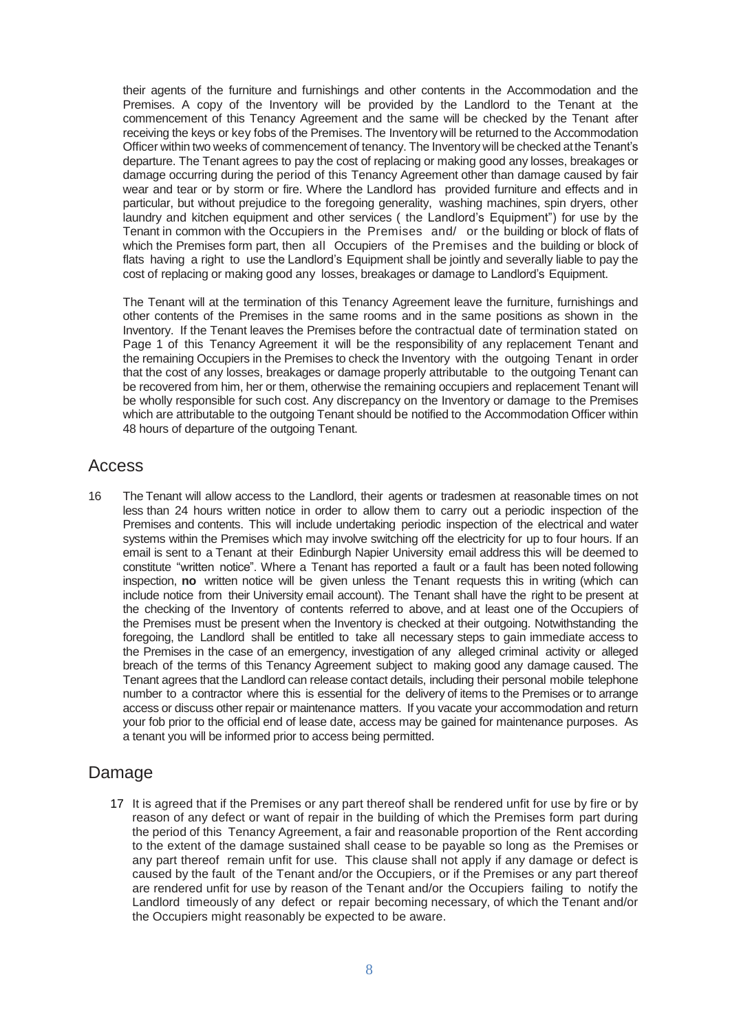their agents of the furniture and furnishings and other contents in the Accommodation and the Premises. A copy of the Inventory will be provided by the Landlord to the Tenant at the commencement of this Tenancy Agreement and the same will be checked by the Tenant after receiving the keys or key fobs of the Premises. The Inventory will be returned to the Accommodation Officer within two weeks of commencement of tenancy. The Inventory will be checked at the Tenant's departure. The Tenant agrees to pay the cost of replacing or making good any losses, breakages or damage occurring during the period of this Tenancy Agreement other than damage caused by fair wear and tear or by storm or fire. Where the Landlord has provided furniture and effects and in particular, but without prejudice to the foregoing generality, washing machines, spin dryers, other laundry and kitchen equipment and other services ( the Landlord's Equipment") for use by the Tenant in common with the Occupiers in the Premises and/ or the building or block of flats of which the Premises form part, then all Occupiers of the Premises and the building or block of flats having a right to use the Landlord's Equipment shall be jointly and severally liable to pay the cost of replacing or making good any losses, breakages or damage to Landlord's Equipment.

The Tenant will at the termination of this Tenancy Agreement leave the furniture, furnishings and other contents of the Premises in the same rooms and in the same positions as shown in the Inventory. If the Tenant leaves the Premises before the contractual date of termination stated on Page 1 of this Tenancy Agreement it will be the responsibility of any replacement Tenant and the remaining Occupiers in the Premises to check the Inventory with the outgoing Tenant in order that the cost of any losses, breakages or damage properly attributable to the outgoing Tenant can be recovered from him, her or them, otherwise the remaining occupiers and replacement Tenant will be wholly responsible for such cost. Any discrepancy on the Inventory or damage to the Premises which are attributable to the outgoing Tenant should be notified to the Accommodation Officer within 48 hours of departure of the outgoing Tenant.

## Access

16 The Tenant will allow access to the Landlord, their agents or tradesmen at reasonable times on not less than 24 hours written notice in order to allow them to carry out a periodic inspection of the Premises and contents. This will include undertaking periodic inspection of the electrical and water systems within the Premises which may involve switching off the electricity for up to four hours. If an email is sent to a Tenant at their Edinburgh Napier University email address this will be deemed to constitute "written notice". Where a Tenant has reported a fault or a fault has been noted following inspection, **no** written notice will be given unless the Tenant requests this in writing (which can include notice from their University email account). The Tenant shall have the right to be present at the checking of the Inventory of contents referred to above, and at least one of the Occupiers of the Premises must be present when the Inventory is checked at their outgoing. Notwithstanding the foregoing, the Landlord shall be entitled to take all necessary steps to gain immediate access to the Premises in the case of an emergency, investigation of any alleged criminal activity or alleged breach of the terms of this Tenancy Agreement subject to making good any damage caused. The Tenant agrees that the Landlord can release contact details, including their personal mobile telephone number to a contractor where this is essential for the delivery of items to the Premises or to arrange access or discuss other repair or maintenance matters. If you vacate your accommodation and return your fob prior to the official end of lease date, access may be gained for maintenance purposes. As a tenant you will be informed prior to access being permitted.

## Damage

17 It is agreed that if the Premises or any part thereof shall be rendered unfit for use by fire or by reason of any defect or want of repair in the building of which the Premises form part during the period of this Tenancy Agreement, a fair and reasonable proportion of the Rent according to the extent of the damage sustained shall cease to be payable so long as the Premises or any part thereof remain unfit for use. This clause shall not apply if any damage or defect is caused by the fault of the Tenant and/or the Occupiers, or if the Premises or any part thereof are rendered unfit for use by reason of the Tenant and/or the Occupiers failing to notify the Landlord timeously of any defect or repair becoming necessary, of which the Tenant and/or the Occupiers might reasonably be expected to be aware.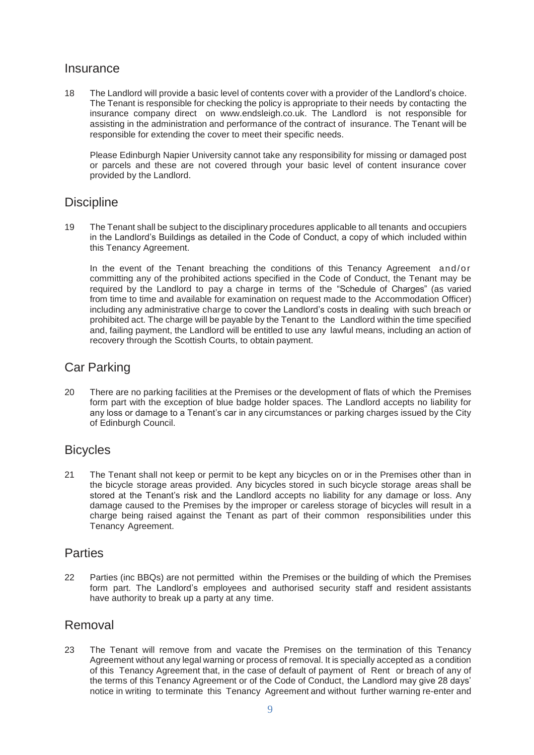## Insurance

18 The Landlord will provide a basic level of contents cover with a provider of the Landlord's choice. The Tenant is responsible for checking the policy is appropriate to their needs by contacting the insurance company direct on www.endsleigh.co.uk. The Landlord is not responsible for assisting in the administration and performance of the contract of insurance. The Tenant will be responsible for extending the cover to meet their specific needs.

Please Edinburgh Napier University cannot take any responsibility for missing or damaged post or parcels and these are not covered through your basic level of content insurance cover provided by the Landlord.

## Discipline

19 The Tenant shall be subject to the disciplinary procedures applicable to all tenants and occupiers in the Landlord's Buildings as detailed in the Code of Conduct, a copy of which included within this Tenancy Agreement.

In the event of the Tenant breaching the conditions of this Tenancy Agreement and/or committing any of the prohibited actions specified in the Code of Conduct, the Tenant may be required by the Landlord to pay a charge in terms of the "Schedule of Charges" (as varied from time to time and available for examination on request made to the Accommodation Officer) including any administrative charge to cover the Landlord's costs in dealing with such breach or prohibited act. The charge will be payable by the Tenant to the Landlord within the time specified and, failing payment, the Landlord will be entitled to use any lawful means, including an action of recovery through the Scottish Courts, to obtain payment.

## Car Parking

20 There are no parking facilities at the Premises or the development of flats of which the Premises form part with the exception of blue badge holder spaces. The Landlord accepts no liability for any loss or damage to a Tenant's car in any circumstances or parking charges issued by the City of Edinburgh Council.

## Bicycles

21 The Tenant shall not keep or permit to be kept any bicycles on or in the Premises other than in the bicycle storage areas provided. Any bicycles stored in such bicycle storage areas shall be stored at the Tenant's risk and the Landlord accepts no liability for any damage or loss. Any damage caused to the Premises by the improper or careless storage of bicycles will result in a charge being raised against the Tenant as part of their common responsibilities under this Tenancy Agreement.

## Parties

22 Parties (inc BBQs) are not permitted within the Premises or the building of which the Premises form part. The Landlord's employees and authorised security staff and resident assistants have authority to break up a party at any time.

## Removal

23 The Tenant will remove from and vacate the Premises on the termination of this Tenancy Agreement without any legal warning or process of removal. It is specially accepted as a condition of this Tenancy Agreement that, in the case of default of payment of Rent or breach of any of the terms of this Tenancy Agreement or of the Code of Conduct, the Landlord may give 28 days' notice in writing to terminate this Tenancy Agreement and without further warning re-enter and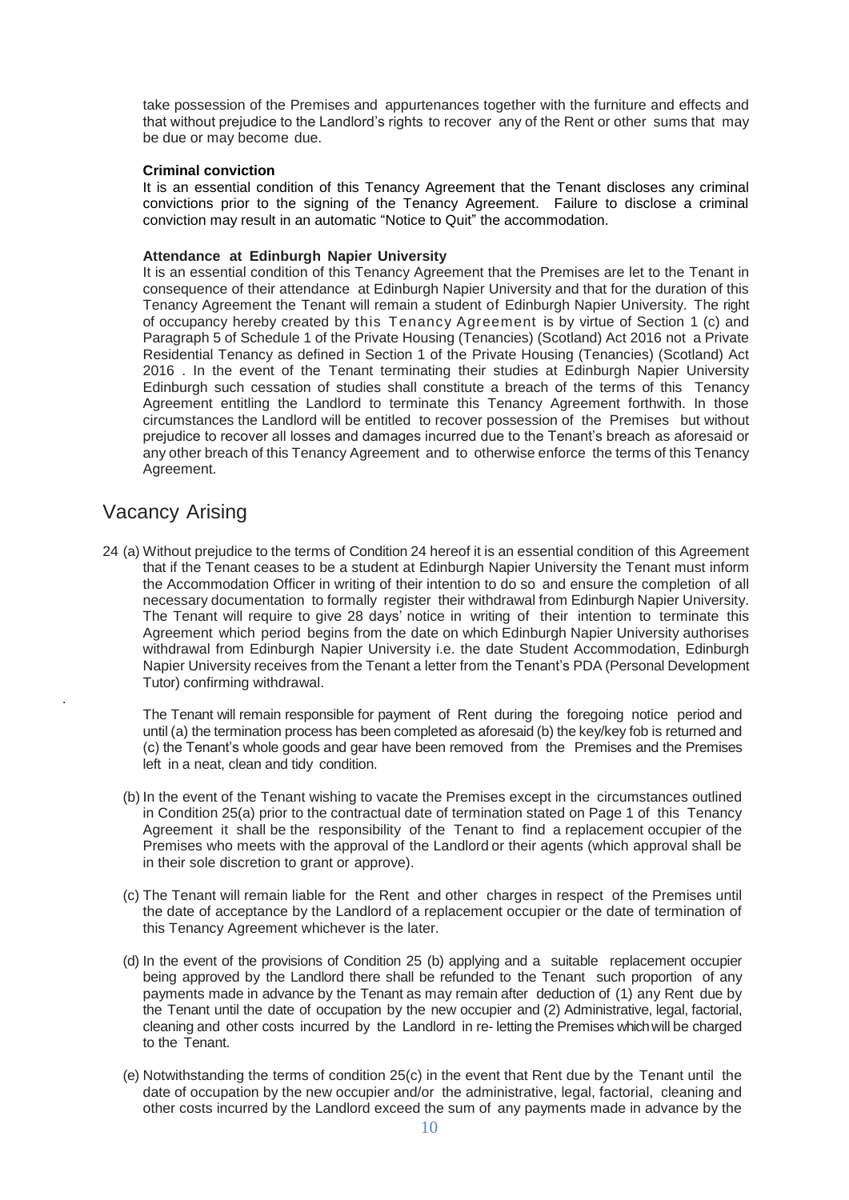take possession of the Premises and appurtenances together with the furniture and effects and that without prejudice to the Landlord's rights to recover any of the Rent or other sums that may be due or may become due.

**Criminal conviction**

It is an essential condition of this Tenancy Agreement that the Tenant discloses any criminal convictions prior to the signing of the Tenancy Agreement. Failure to disclose a criminal conviction may result in an automatic "Notice to Quit" the accommodation.

**Attendance at Edinburgh Napier University**

It is an essential condition of this Tenancy Agreement that the Premises are let to the Tenant in consequence of their attendance at Edinburgh Napier University and that for the duration of this Tenancy Agreement the Tenant will remain a student of Edinburgh Napier University. The right of occupancy hereby created by this Tenancy Agreement is by virtue of Section 1 (c) and Paragraph 5 of Schedule 1 of the Private Housing (Tenancies) (Scotland) Act 2016 not a Private Residential Tenancy as defined in Section 1 of the Private Housing (Tenancies) (Scotland) Act 2016 . In the event of the Tenant terminating their studies at Edinburgh Napier University Edinburgh such cessation of studies shall constitute a breach of the terms of this Tenancy Agreement entitling the Landlord to terminate this Tenancy Agreement forthwith. In those circumstances the Landlord will be entitled to recover possession of the Premises but without prejudice to recover all losses and damages incurred due to the Tenant's breach as aforesaid or any other breach of this Tenancy Agreement and to otherwise enforce the terms of this Tenancy Agreement.

## Vacancy Arising

24 (a) Without prejudice to the terms of Condition 24 hereof it is an essential condition of this Agreement that if the Tenant ceases to be a student at Edinburgh Napier University the Tenant must inform the Accommodation Officer in writing of their intention to do so and ensure the completion of all necessary documentation to formally register their withdrawal from Edinburgh Napier University. The Tenant will require to give 28 days' notice in writing of their intention to terminate this Agreement which period begins from the date on which Edinburgh Napier University authorises withdrawal from Edinburgh Napier University i.e. the date Student Accommodation, Edinburgh Napier University receives from the Tenant a letter from the Tenant's PDA (Personal Development Tutor) confirming withdrawal.

The Tenant will remain responsible for payment of Rent during the foregoing notice period and until (a) the termination process has been completed as aforesaid (b) the key/key fob is returned and (c) the Tenant's whole goods and gear have been removed from the Premises and the Premises left in a neat, clean and tidy condition.

(b) In the event of the Tenant wishing to vacate the Premises except in the circumstances outlined in Condition 25(a) prior to the contractual date of termination stated on Page 1 of this Tenancy Agreement it shall be the responsibility of the Tenant to find a replacement occupier of the Premises who meets with the approval of the Landlord or their agents (which approval shall be in their sole discretion to grant or approve).

(c) The Tenant will remain liable for the Rent and other charges in respect of the Premises until the date of acceptance by the Landlord of a replacement occupier or the date of termination of this Tenancy Agreement whichever is the later.

(d) In the event of the provisions of Condition 25 (b) applying and a suitable replacement occupier being approved by the Landlord there shall be refunded to the Tenant such proportion of any payments made in advance by the Tenant as may remain after deduction of (1) any Rent due by the Tenant until the date of occupation by the new occupier and (2) Administrative, legal, factorial, cleaning and other costs incurred by the Landlord in re- letting the Premises which will be charged to the Tenant.

(e) Notwithstanding the terms of condition 25(c) in the event that Rent due by the Tenant until the date of occupation by the new occupier and/or the administrative, legal, factorial, cleaning and other costs incurred by the Landlord exceed the sum of any payments made in advance by the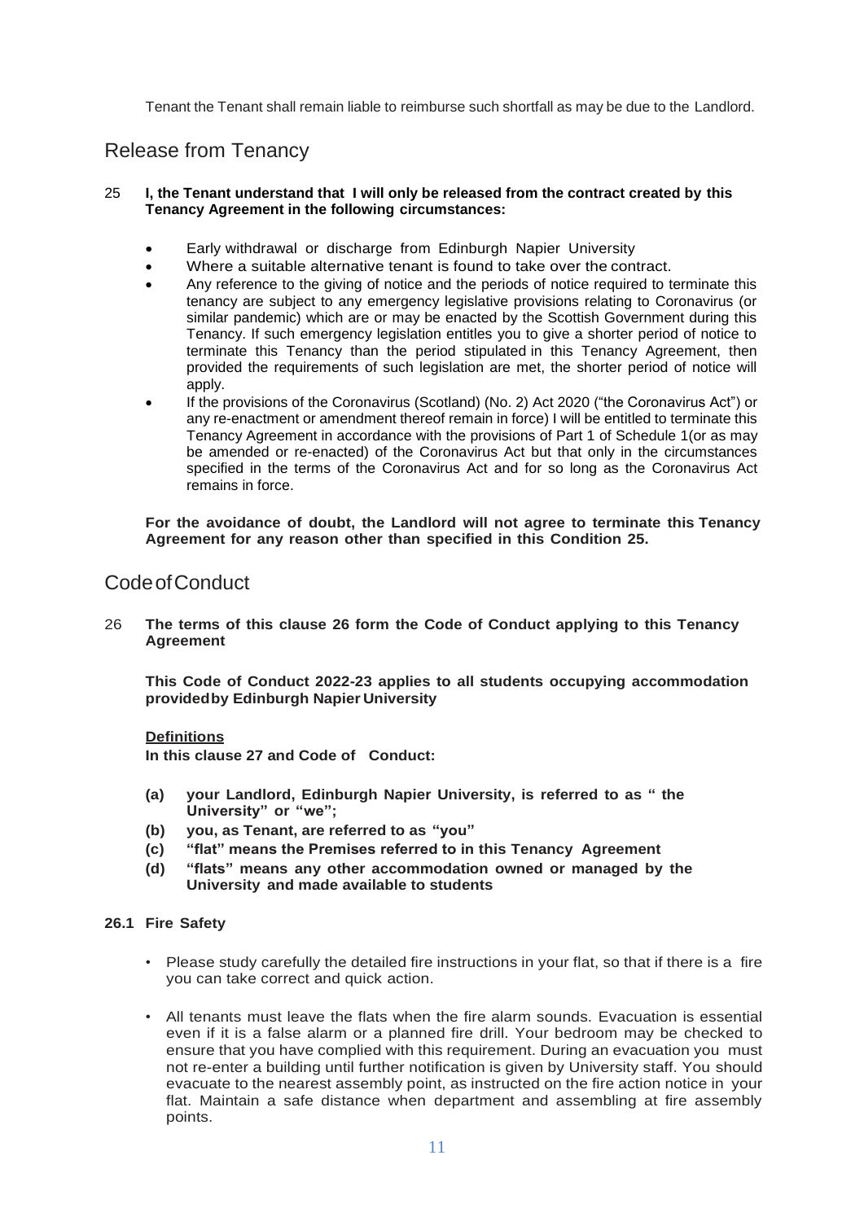Tenant the Tenant shall remain liable to reimburse such shortfall as may be due to the Landlord.

## Release from Tenancy

25 **I, the Tenant understand that I will only be released from the contract created by this Tenancy Agreement in the following circumstances:**

- Early withdrawal or discharge from Edinburgh Napier University
- Where a suitable alternative tenant is found to take over the contract.
- Any reference to the giving of notice and the periods of notice required to terminate this tenancy are subject to any emergency legislative provisions relating to Coronavirus (or similar pandemic) which are or may be enacted by the Scottish Government during this Tenancy. If such emergency legislation entitles you to give a shorter period of notice to terminate this Tenancy than the period stipulated in this Tenancy Agreement, then provided the requirements of such legislation are met, the shorter period of notice will apply.
- If the provisions of the Coronavirus (Scotland) (No. 2) Act 2020 ("the Coronavirus Act") or any re-enactment or amendment thereof remain in force) I will be entitled to terminate this Tenancy Agreement in accordance with the provisions of Part 1 of Schedule 1(or as may be amended or re-enacted) of the Coronavirus Act but that only in the circumstances specified in the terms of the Coronavirus Act and for so long as the Coronavirus Act remains in force.

**For the avoidance of doubt, the Landlord will not agree to terminate this Tenancy Agreement for any reason other than specified in this Condition 25.**

## Code of Conduct

26 **The terms of this clause 26 form the Code of Conduct applying to this Tenancy Agreement**

**This Code of Conduct 2022-23 applies to all students occupying accommodation provided by Edinburgh Napier University**

**Definitions**

**In this clause 27 and Code of Conduct:**

- **(a) your Landlord, Edinburgh Napier University, is referred to as " the University" or "we";**
- **(b) you, as Tenant, are referred to as "you"**
- **(c) "flat" means the Premises referred to in this Tenancy Agreement**
- **(d) "flats" means any other accommodation owned or managed by the University and made available to students**

**26.1 Fire Safety**

- Please study carefully the detailed fire instructions in your flat, so that if there is a fire you can take correct and quick action.
- All tenants must leave the flats when the fire alarm sounds. Evacuation is essential even if it is a false alarm or a planned fire drill. Your bedroom may be checked to ensure that you have complied with this requirement. During an evacuation you must not re-enter a building until further notification is given by University staff. You should evacuate to the nearest assembly point, as instructed on the fire action notice in your flat. Maintain a safe distance when department and assembling at fire assembly points.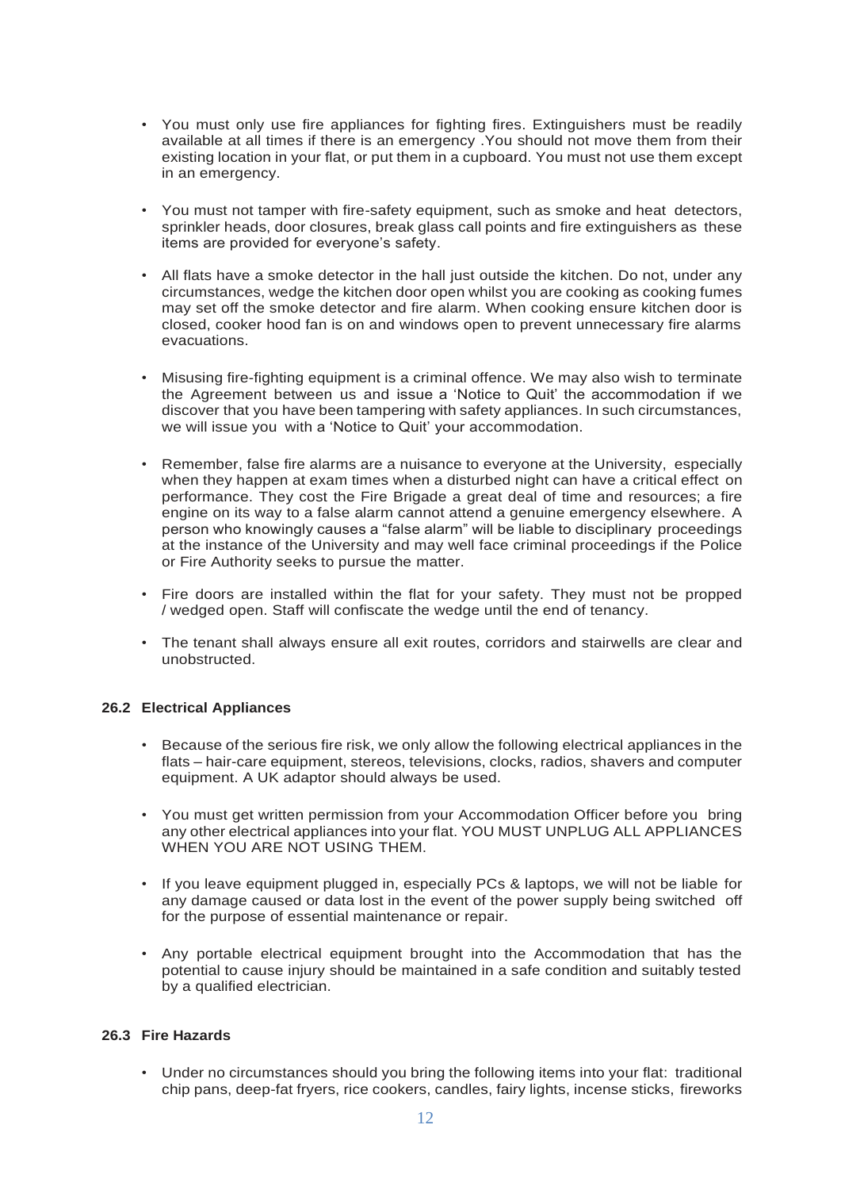- You must only use fire appliances for fighting fires. Extinguishers must be readily available at all times if there is an emergency .You should not move them from their existing location in your flat, or put them in a cupboard. You must not use them except in an emergency.

- You must not tamper with fire-safety equipment, such as smoke and heat detectors, sprinkler heads, door closures, break glass call points and fire extinguishers as these items are provided for everyone's safety.

- All flats have a smoke detector in the hall just outside the kitchen. Do not, under any circumstances, wedge the kitchen door open whilst you are cooking as cooking fumes may set off the smoke detector and fire alarm. When cooking ensure kitchen door is closed, cooker hood fan is on and windows open to prevent unnecessary fire alarms evacuations.

- Misusing fire-fighting equipment is a criminal offence. We may also wish to terminate the Agreement between us and issue a 'Notice to Quit' the accommodation if we discover that you have been tampering with safety appliances. In such circumstances, we will issue you with a 'Notice to Quit' your accommodation.

- Remember, false fire alarms are a nuisance to everyone at the University, especially when they happen at exam times when a disturbed night can have a critical effect on performance. They cost the Fire Brigade a great deal of time and resources; a fire engine on its way to a false alarm cannot attend a genuine emergency elsewhere. A person who knowingly causes a "false alarm" will be liable to disciplinary proceedings at the instance of the University and may well face criminal proceedings if the Police or Fire Authority seeks to pursue the matter.

- Fire doors are installed within the flat for your safety. They must not be propped / wedged open. Staff will confiscate the wedge until the end of tenancy.

- The tenant shall always ensure all exit routes, corridors and stairwells are clear and unobstructed.

### 26.2 Electrical Appliances

- Because of the serious fire risk, we only allow the following electrical appliances in the flats – hair-care equipment, stereos, televisions, clocks, radios, shavers and computer equipment. A UK adaptor should always be used.

- You must get written permission from your Accommodation Officer before you bring any other electrical appliances into your flat. YOU MUST UNPLUG ALL APPLIANCES WHEN YOU ARE NOT USING THEM.

- If you leave equipment plugged in, especially PCs & laptops, we will not be liable for any damage caused or data lost in the event of the power supply being switched off for the purpose of essential maintenance or repair.

- Any portable electrical equipment brought into the Accommodation that has the potential to cause injury should be maintained in a safe condition and suitably tested by a qualified electrician.

### 26.3 Fire Hazards

- Under no circumstances should you bring the following items into your flat: traditional chip pans, deep-fat fryers, rice cookers, candles, fairy lights, incense sticks, fireworks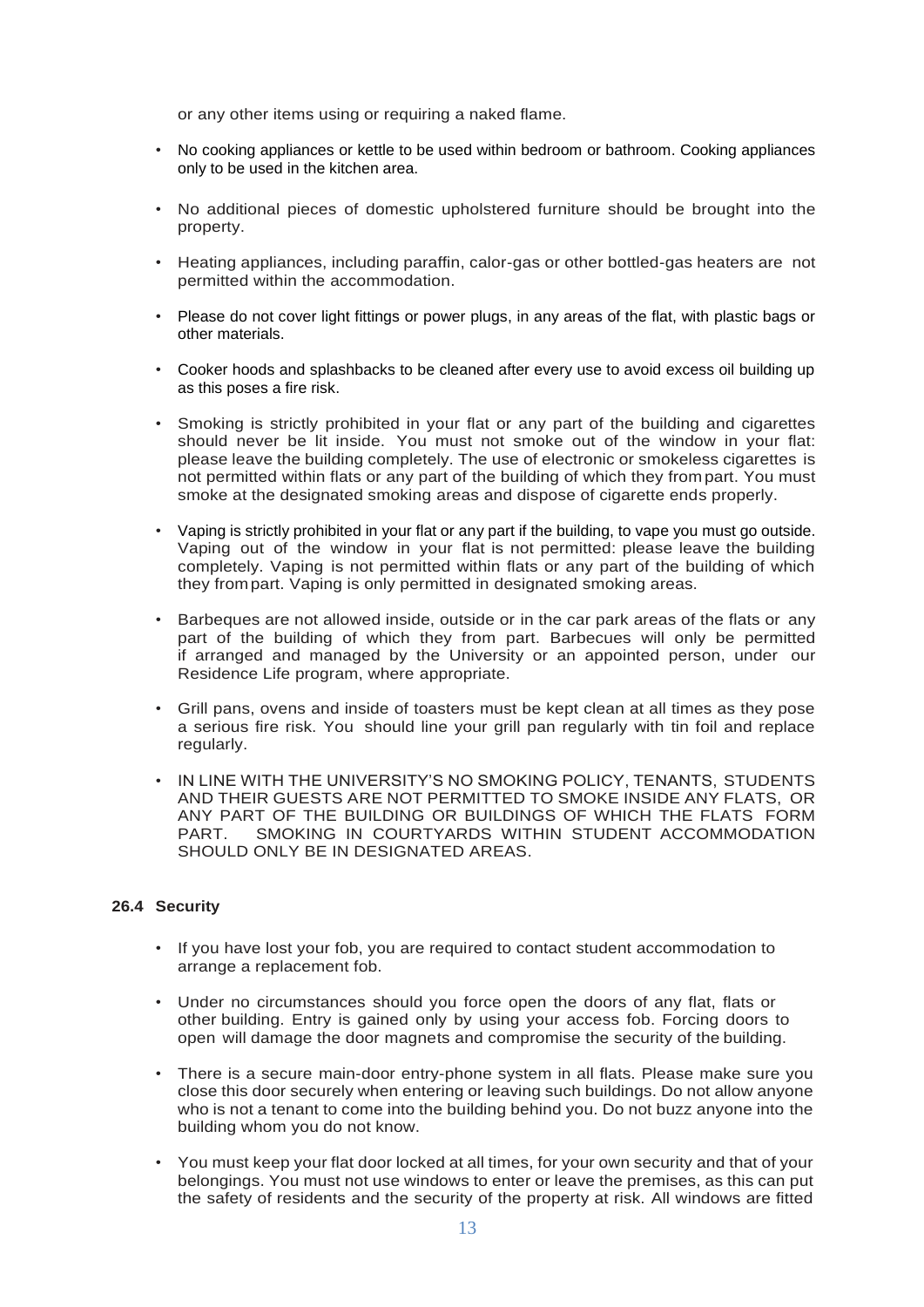or any other items using or requiring a naked flame.

- No cooking appliances or kettle to be used within bedroom or bathroom. Cooking appliances only to be used in the kitchen area.
- No additional pieces of domestic upholstered furniture should be brought into the property.
- Heating appliances, including paraffin, calor-gas or other bottled-gas heaters are not permitted within the accommodation.
- Please do not cover light fittings or power plugs, in any areas of the flat, with plastic bags or other materials.
- Cooker hoods and splashbacks to be cleaned after every use to avoid excess oil building up as this poses a fire risk.
- Smoking is strictly prohibited in your flat or any part of the building and cigarettes should never be lit inside. You must not smoke out of the window in your flat: please leave the building completely. The use of electronic or smokeless cigarettes is not permitted within flats or any part of the building of which they from part. You must smoke at the designated smoking areas and dispose of cigarette ends properly.
- Vaping is strictly prohibited in your flat or any part if the building, to vape you must go outside. Vaping out of the window in your flat is not permitted: please leave the building completely. Vaping is not permitted within flats or any part of the building of which they from part. Vaping is only permitted in designated smoking areas.
- Barbeques are not allowed inside, outside or in the car park areas of the flats or any part of the building of which they from part. Barbecues will only be permitted if arranged and managed by the University or an appointed person, under our Residence Life program, where appropriate.
- Grill pans, ovens and inside of toasters must be kept clean at all times as they pose a serious fire risk. You should line your grill pan regularly with tin foil and replace regularly.
- IN LINE WITH THE UNIVERSITY'S NO SMOKING POLICY, TENANTS, STUDENTS AND THEIR GUESTS ARE NOT PERMITTED TO SMOKE INSIDE ANY FLATS, OR ANY PART OF THE BUILDING OR BUILDINGS OF WHICH THE FLATS FORM PART. SMOKING IN COURTYARDS WITHIN STUDENT ACCOMMODATION SHOULD ONLY BE IN DESIGNATED AREAS.

### 26.4 Security

- If you have lost your fob, you are required to contact student accommodation to arrange a replacement fob.
- Under no circumstances should you force open the doors of any flat, flats or other building. Entry is gained only by using your access fob. Forcing doors to open will damage the door magnets and compromise the security of the building.
- There is a secure main-door entry-phone system in all flats. Please make sure you close this door securely when entering or leaving such buildings. Do not allow anyone who is not a tenant to come into the building behind you. Do not buzz anyone into the building whom you do not know.
- You must keep your flat door locked at all times, for your own security and that of your belongings. You must not use windows to enter or leave the premises, as this can put the safety of residents and the security of the property at risk. All windows are fitted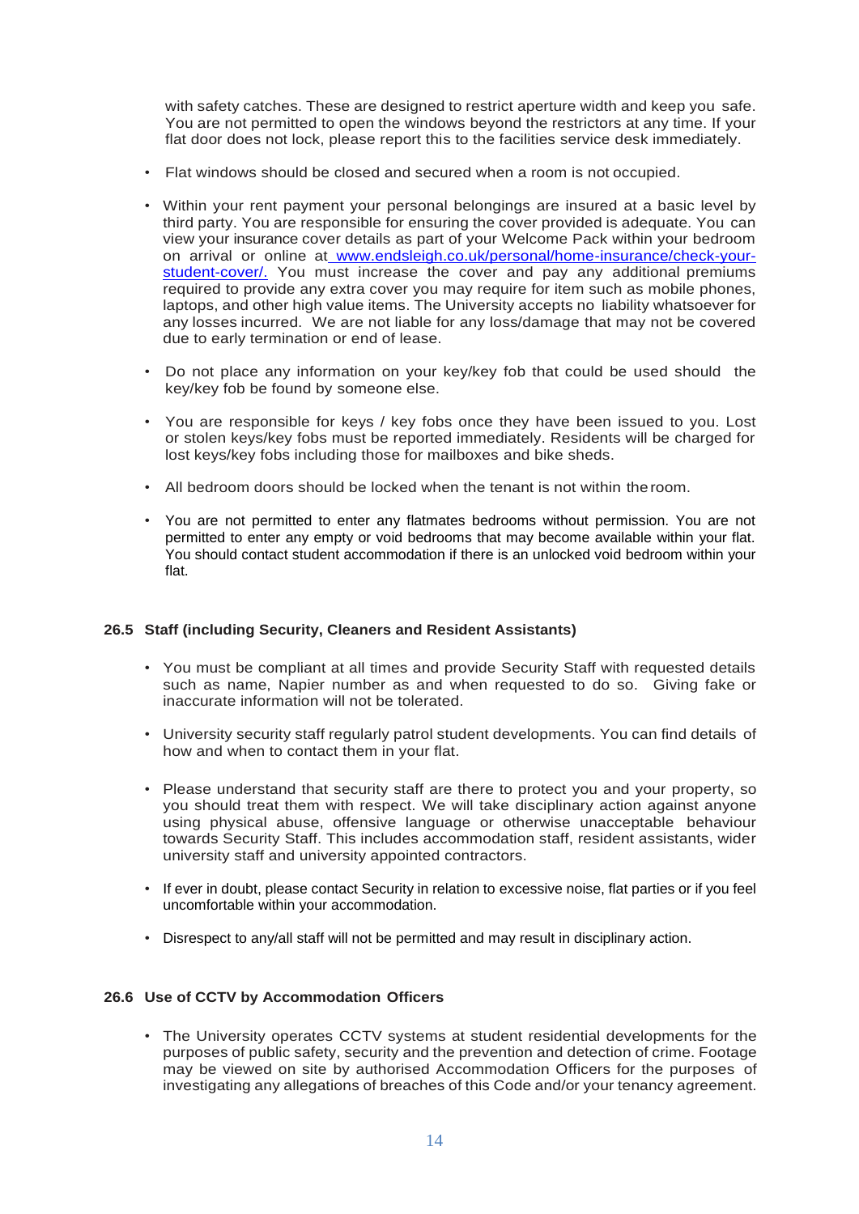with safety catches. These are designed to restrict aperture width and keep you safe. You are not permitted to open the windows beyond the restrictors at any time. If your flat door does not lock, please report this to the facilities service desk immediately.

- Flat windows should be closed and secured when a room is not occupied.
- Within your rent payment your personal belongings are insured at a basic level by third party. You are responsible for ensuring the cover provided is adequate. You can view your insurance cover details as part of your Welcome Pack within your bedroom on arrival or online at [www.endsleigh.co.uk/personal/home-insurance/check-your-student-cover/](www.endsleigh.co.uk/personal/home-insurance/check-your-student-cover/). You must increase the cover and pay any additional premiums required to provide any extra cover you may require for item such as mobile phones, laptops, and other high value items. The University accepts no liability whatsoever for any losses incurred. We are not liable for any loss/damage that may not be covered due to early termination or end of lease.
- Do not place any information on your key/key fob that could be used should the key/key fob be found by someone else.
- You are responsible for keys / key fobs once they have been issued to you. Lost or stolen keys/key fobs must be reported immediately. Residents will be charged for lost keys/key fobs including those for mailboxes and bike sheds.
- All bedroom doors should be locked when the tenant is not within the room.
- You are not permitted to enter any flatmates bedrooms without permission. You are not permitted to enter any empty or void bedrooms that may become available within your flat. You should contact student accommodation if there is an unlocked void bedroom within your flat.

### 26.5 Staff (including Security, Cleaners and Resident Assistants)

- You must be compliant at all times and provide Security Staff with requested details such as name, Napier number as and when requested to do so. Giving fake or inaccurate information will not be tolerated.
- University security staff regularly patrol student developments. You can find details of how and when to contact them in your flat.
- Please understand that security staff are there to protect you and your property, so you should treat them with respect. We will take disciplinary action against anyone using physical abuse, offensive language or otherwise unacceptable behaviour towards Security Staff. This includes accommodation staff, resident assistants, wider university staff and university appointed contractors.
- If ever in doubt, please contact Security in relation to excessive noise, flat parties or if you feel uncomfortable within your accommodation.
- Disrespect to any/all staff will not be permitted and may result in disciplinary action.

### 26.6 Use of CCTV by Accommodation Officers

- The University operates CCTV systems at student residential developments for the purposes of public safety, security and the prevention and detection of crime. Footage may be viewed on site by authorised Accommodation Officers for the purposes of investigating any allegations of breaches of this Code and/or your tenancy agreement.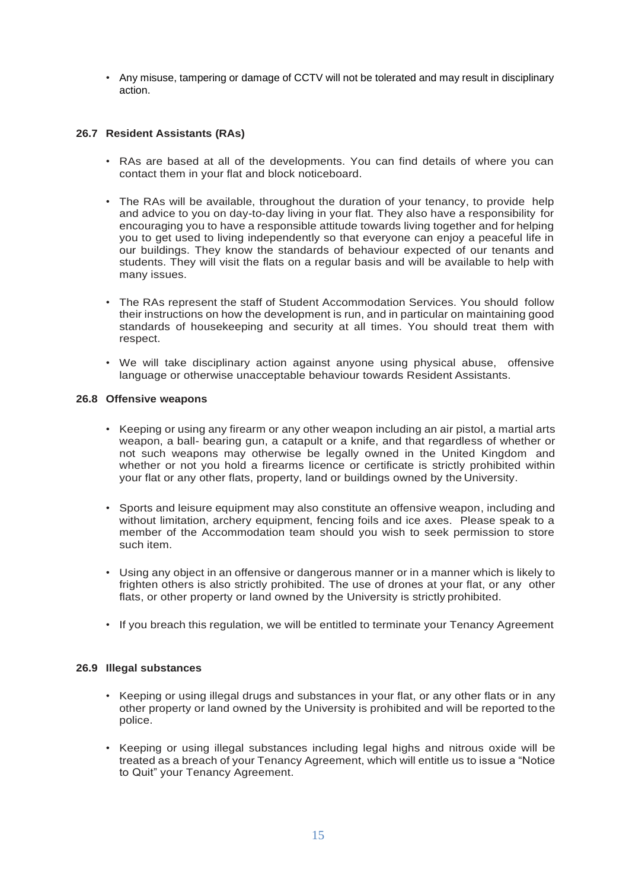- Any misuse, tampering or damage of CCTV will not be tolerated and may result in disciplinary action.

### 26.7 Resident Assistants (RAs)

- RAs are based at all of the developments. You can find details of where you can contact them in your flat and block noticeboard.
- The RAs will be available, throughout the duration of your tenancy, to provide help and advice to you on day-to-day living in your flat. They also have a responsibility for encouraging you to have a responsible attitude towards living together and for helping you to get used to living independently so that everyone can enjoy a peaceful life in our buildings. They know the standards of behaviour expected of our tenants and students. They will visit the flats on a regular basis and will be available to help with many issues.
- The RAs represent the staff of Student Accommodation Services. You should follow their instructions on how the development is run, and in particular on maintaining good standards of housekeeping and security at all times. You should treat them with respect.
- We will take disciplinary action against anyone using physical abuse, offensive language or otherwise unacceptable behaviour towards Resident Assistants.

### 26.8 Offensive weapons

- Keeping or using any firearm or any other weapon including an air pistol, a martial arts weapon, a ball- bearing gun, a catapult or a knife, and that regardless of whether or not such weapons may otherwise be legally owned in the United Kingdom and whether or not you hold a firearms licence or certificate is strictly prohibited within your flat or any other flats, property, land or buildings owned by the University.
- Sports and leisure equipment may also constitute an offensive weapon, including and without limitation, archery equipment, fencing foils and ice axes. Please speak to a member of the Accommodation team should you wish to seek permission to store such item.
- Using any object in an offensive or dangerous manner or in a manner which is likely to frighten others is also strictly prohibited. The use of drones at your flat, or any other flats, or other property or land owned by the University is strictly prohibited.
- If you breach this regulation, we will be entitled to terminate your Tenancy Agreement

### 26.9 Illegal substances

- Keeping or using illegal drugs and substances in your flat, or any other flats or in any other property or land owned by the University is prohibited and will be reported to the police.
- Keeping or using illegal substances including legal highs and nitrous oxide will be treated as a breach of your Tenancy Agreement, which will entitle us to issue a "Notice to Quit" your Tenancy Agreement.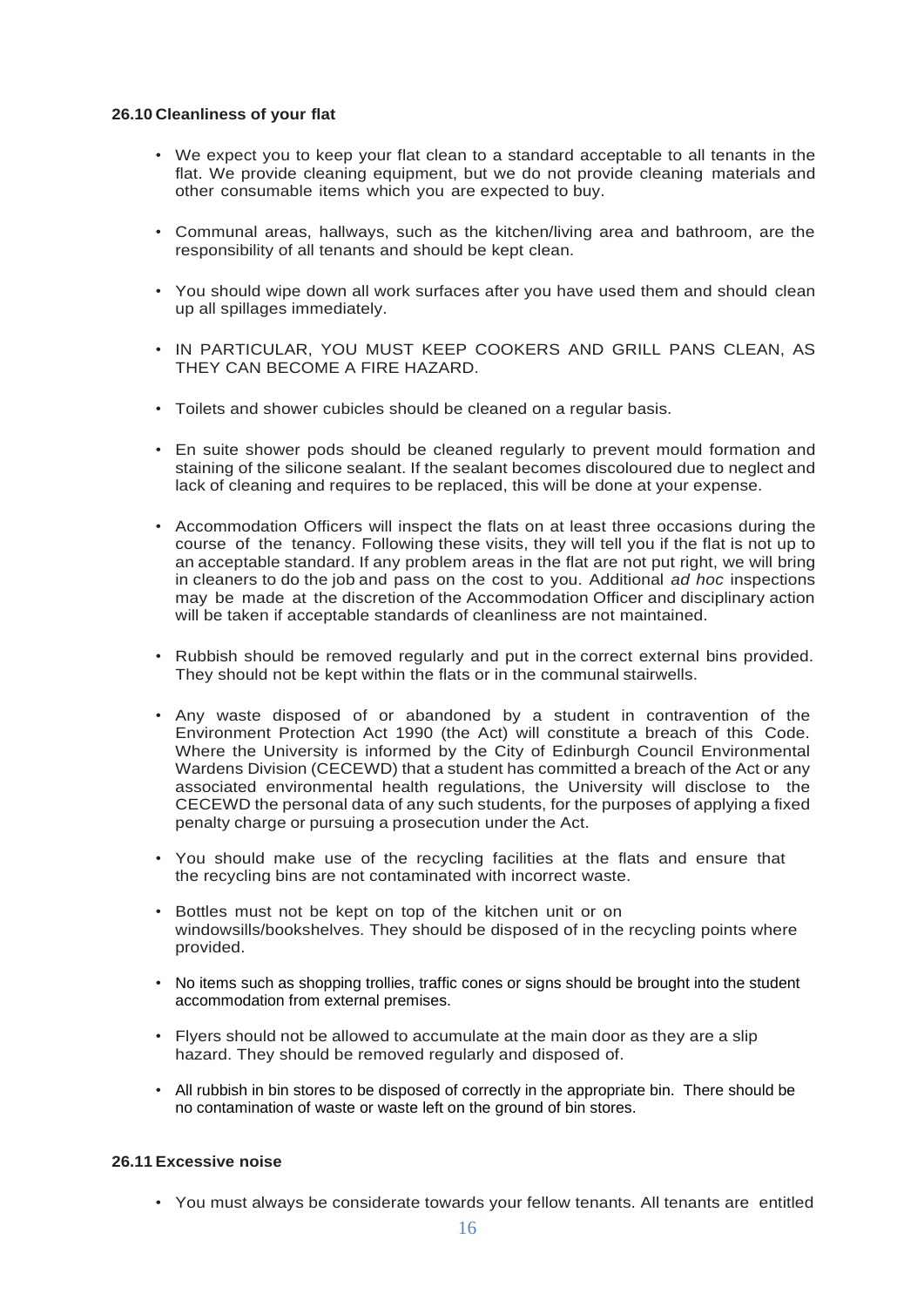### 26.10 Cleanliness of your flat

- We expect you to keep your flat clean to a standard acceptable to all tenants in the flat. We provide cleaning equipment, but we do not provide cleaning materials and other consumable items which you are expected to buy.
- Communal areas, hallways, such as the kitchen/living area and bathroom, are the responsibility of all tenants and should be kept clean.
- You should wipe down all work surfaces after you have used them and should clean up all spillages immediately.
- IN PARTICULAR, YOU MUST KEEP COOKERS AND GRILL PANS CLEAN, AS THEY CAN BECOME A FIRE HAZARD.
- Toilets and shower cubicles should be cleaned on a regular basis.
- En suite shower pods should be cleaned regularly to prevent mould formation and staining of the silicone sealant. If the sealant becomes discoloured due to neglect and lack of cleaning and requires to be replaced, this will be done at your expense.
- Accommodation Officers will inspect the flats on at least three occasions during the course of the tenancy. Following these visits, they will tell you if the flat is not up to an acceptable standard. If any problem areas in the flat are not put right, we will bring in cleaners to do the job and pass on the cost to you. Additional *ad hoc* inspections may be made at the discretion of the Accommodation Officer and disciplinary action will be taken if acceptable standards of cleanliness are not maintained.
- Rubbish should be removed regularly and put in the correct external bins provided. They should not be kept within the flats or in the communal stairwells.
- Any waste disposed of or abandoned by a student in contravention of the Environment Protection Act 1990 (the Act) will constitute a breach of this Code. Where the University is informed by the City of Edinburgh Council Environmental Wardens Division (CECEWD) that a student has committed a breach of the Act or any associated environmental health regulations, the University will disclose to the CECEWD the personal data of any such students, for the purposes of applying a fixed penalty charge or pursuing a prosecution under the Act.
- You should make use of the recycling facilities at the flats and ensure that the recycling bins are not contaminated with incorrect waste.
- Bottles must not be kept on top of the kitchen unit or on windowsills/bookshelves. They should be disposed of in the recycling points where provided.
- No items such as shopping trollies, traffic cones or signs should be brought into the student accommodation from external premises.
- Flyers should not be allowed to accumulate at the main door as they are a slip hazard. They should be removed regularly and disposed of.
- All rubbish in bin stores to be disposed of correctly in the appropriate bin. There should be no contamination of waste or waste left on the ground of bin stores.

### 26.11 Excessive noise

- You must always be considerate towards your fellow tenants. All tenants are entitled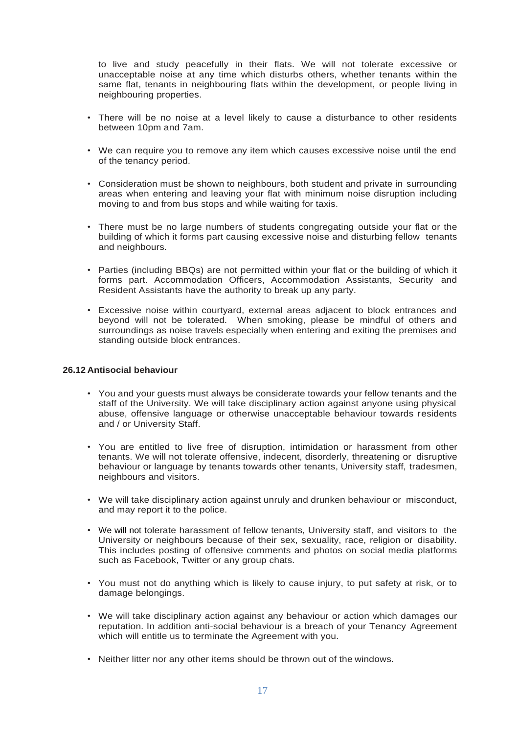to live and study peacefully in their flats. We will not tolerate excessive or unacceptable noise at any time which disturbs others, whether tenants within the same flat, tenants in neighbouring flats within the development, or people living in neighbouring properties.

- There will be no noise at a level likely to cause a disturbance to other residents between 10pm and 7am.
- We can require you to remove any item which causes excessive noise until the end of the tenancy period.
- Consideration must be shown to neighbours, both student and private in surrounding areas when entering and leaving your flat with minimum noise disruption including moving to and from bus stops and while waiting for taxis.
- There must be no large numbers of students congregating outside your flat or the building of which it forms part causing excessive noise and disturbing fellow tenants and neighbours.
- Parties (including BBQs) are not permitted within your flat or the building of which it forms part. Accommodation Officers, Accommodation Assistants, Security and Resident Assistants have the authority to break up any party.
- Excessive noise within courtyard, external areas adjacent to block entrances and beyond will not be tolerated. When smoking, please be mindful of others and surroundings as noise travels especially when entering and exiting the premises and standing outside block entrances.

**26.12 Antisocial behaviour**

- You and your guests must always be considerate towards your fellow tenants and the staff of the University. We will take disciplinary action against anyone using physical abuse, offensive language or otherwise unacceptable behaviour towards residents and / or University Staff.
- You are entitled to live free of disruption, intimidation or harassment from other tenants. We will not tolerate offensive, indecent, disorderly, threatening or disruptive behaviour or language by tenants towards other tenants, University staff, tradesmen, neighbours and visitors.
- We will take disciplinary action against unruly and drunken behaviour or misconduct, and may report it to the police.
- We will not tolerate harassment of fellow tenants, University staff, and visitors to the University or neighbours because of their sex, sexuality, race, religion or disability. This includes posting of offensive comments and photos on social media platforms such as Facebook, Twitter or any group chats.
- You must not do anything which is likely to cause injury, to put safety at risk, or to damage belongings.
- We will take disciplinary action against any behaviour or action which damages our reputation. In addition anti-social behaviour is a breach of your Tenancy Agreement which will entitle us to terminate the Agreement with you.
- Neither litter nor any other items should be thrown out of the windows.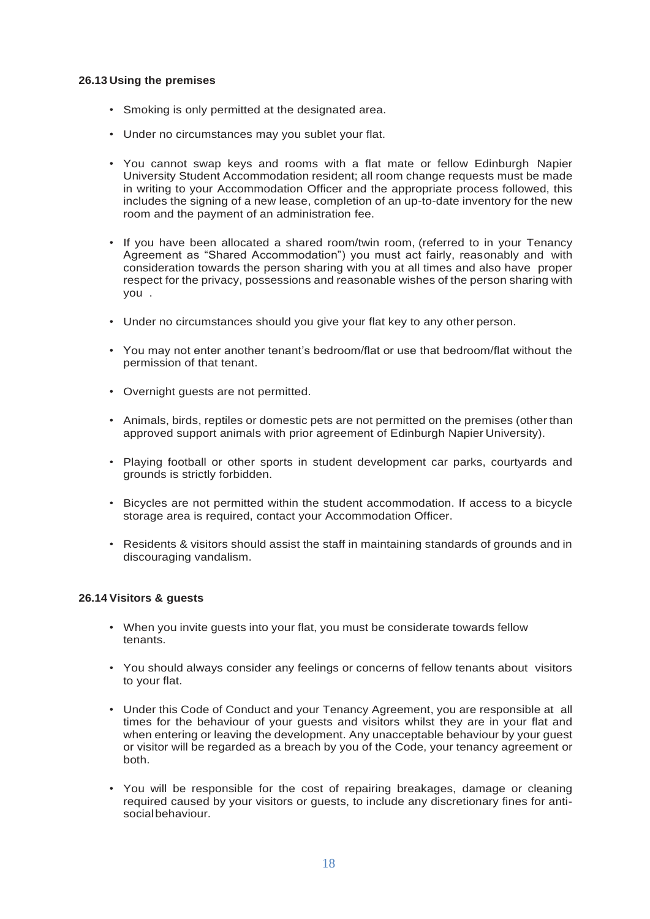### 26.13 Using the premises

- Smoking is only permitted at the designated area.
- Under no circumstances may you sublet your flat.
- You cannot swap keys and rooms with a flat mate or fellow Edinburgh Napier University Student Accommodation resident; all room change requests must be made in writing to your Accommodation Officer and the appropriate process followed, this includes the signing of a new lease, completion of an up-to-date inventory for the new room and the payment of an administration fee.
- If you have been allocated a shared room/twin room, (referred to in your Tenancy Agreement as "Shared Accommodation") you must act fairly, reasonably and with consideration towards the person sharing with you at all times and also have proper respect for the privacy, possessions and reasonable wishes of the person sharing with you .
- Under no circumstances should you give your flat key to any other person.
- You may not enter another tenant's bedroom/flat or use that bedroom/flat without the permission of that tenant.
- Overnight guests are not permitted.
- Animals, birds, reptiles or domestic pets are not permitted on the premises (other than approved support animals with prior agreement of Edinburgh Napier University).
- Playing football or other sports in student development car parks, courtyards and grounds is strictly forbidden.
- Bicycles are not permitted within the student accommodation. If access to a bicycle storage area is required, contact your Accommodation Officer.
- Residents & visitors should assist the staff in maintaining standards of grounds and in discouraging vandalism.

### 26.14 Visitors & guests

- When you invite guests into your flat, you must be considerate towards fellow tenants.
- You should always consider any feelings or concerns of fellow tenants about visitors to your flat.
- Under this Code of Conduct and your Tenancy Agreement, you are responsible at all times for the behaviour of your guests and visitors whilst they are in your flat and when entering or leaving the development. Any unacceptable behaviour by your guest or visitor will be regarded as a breach by you of the Code, your tenancy agreement or both.
- You will be responsible for the cost of repairing breakages, damage or cleaning required caused by your visitors or guests, to include any discretionary fines for anti-social behaviour.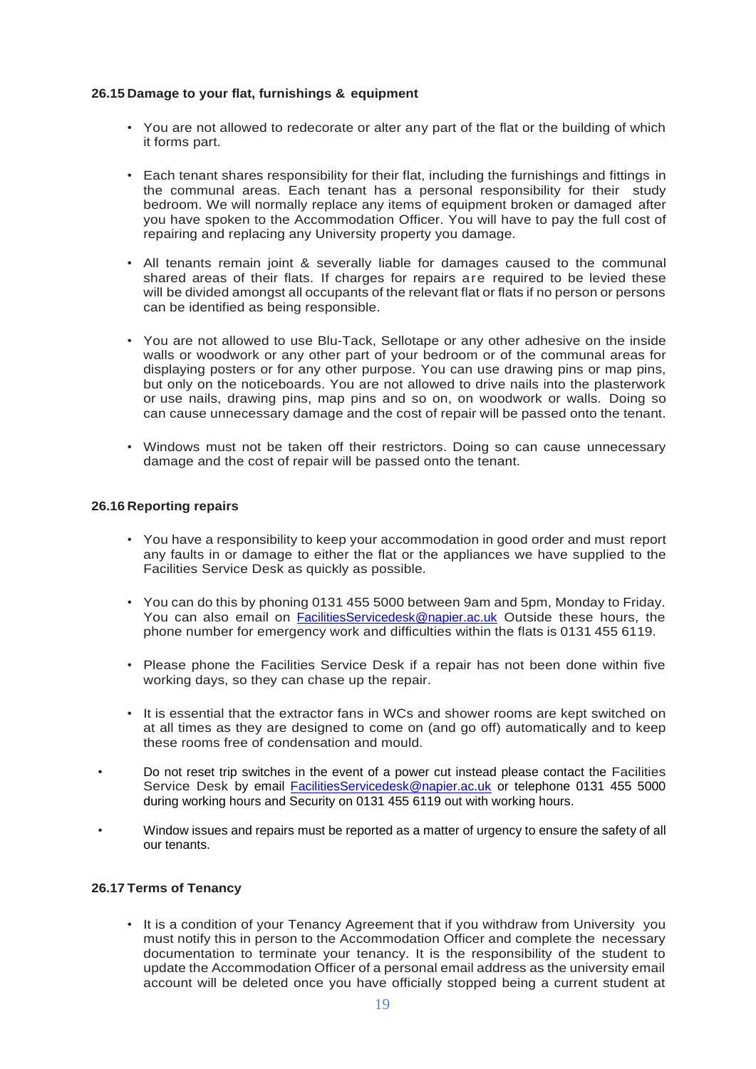### 26.15 Damage to your flat, furnishings & equipment

- You are not allowed to redecorate or alter any part of the flat or the building of which it forms part.
- Each tenant shares responsibility for their flat, including the furnishings and fittings in the communal areas. Each tenant has a personal responsibility for their study bedroom. We will normally replace any items of equipment broken or damaged after you have spoken to the Accommodation Officer. You will have to pay the full cost of repairing and replacing any University property you damage.
- All tenants remain joint & severally liable for damages caused to the communal shared areas of their flats. If charges for repairs are required to be levied these will be divided amongst all occupants of the relevant flat or flats if no person or persons can be identified as being responsible.
- You are not allowed to use Blu-Tack, Sellotape or any other adhesive on the inside walls or woodwork or any other part of your bedroom or of the communal areas for displaying posters or for any other purpose. You can use drawing pins or map pins, but only on the noticeboards. You are not allowed to drive nails into the plasterwork or use nails, drawing pins, map pins and so on, on woodwork or walls. Doing so can cause unnecessary damage and the cost of repair will be passed onto the tenant.
- Windows must not be taken off their restrictors. Doing so can cause unnecessary damage and the cost of repair will be passed onto the tenant.

### 26.16 Reporting repairs

- You have a responsibility to keep your accommodation in good order and must report any faults in or damage to either the flat or the appliances we have supplied to the Facilities Service Desk as quickly as possible.
- You can do this by phoning 0131 455 5000 between 9am and 5pm, Monday to Friday. You can also email on FacilitiesServicedesk@napier.ac.uk Outside these hours, the phone number for emergency work and difficulties within the flats is 0131 455 6119.
- Please phone the Facilities Service Desk if a repair has not been done within five working days, so they can chase up the repair.
- It is essential that the extractor fans in WCs and shower rooms are kept switched on at all times as they are designed to come on (and go off) automatically and to keep these rooms free of condensation and mould.
- Do not reset trip switches in the event of a power cut instead please contact the Facilities Service Desk by email FacilitiesServicedesk@napier.ac.uk or telephone 0131 455 5000 during working hours and Security on 0131 455 6119 out with working hours.
- Window issues and repairs must be reported as a matter of urgency to ensure the safety of all our tenants.

### 26.17 Terms of Tenancy

- It is a condition of your Tenancy Agreement that if you withdraw from University you must notify this in person to the Accommodation Officer and complete the necessary documentation to terminate your tenancy. It is the responsibility of the student to update the Accommodation Officer of a personal email address as the university email account will be deleted once you have officially stopped being a current student at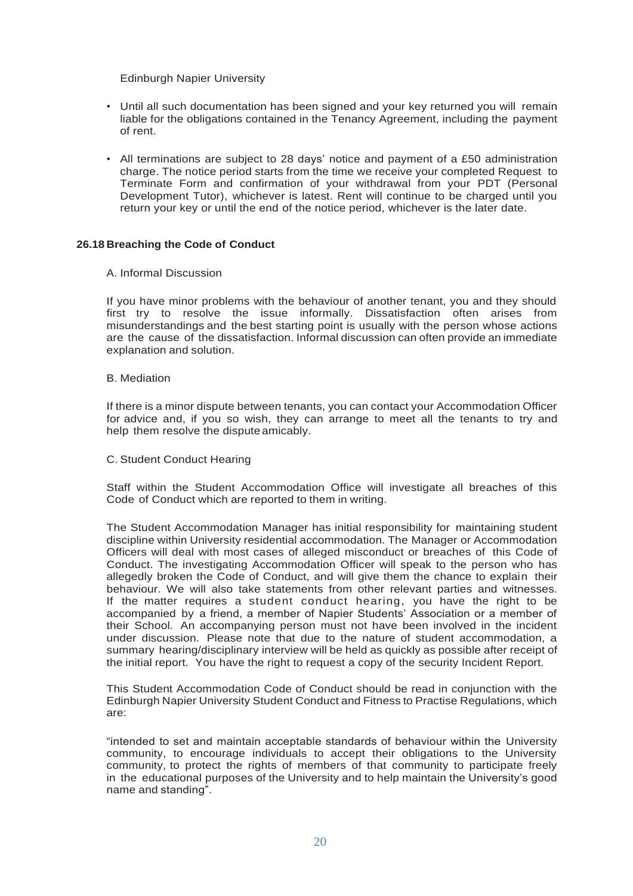Edinburgh Napier University

- Until all such documentation has been signed and your key returned you will remain liable for the obligations contained in the Tenancy Agreement, including the payment of rent.
- All terminations are subject to 28 days' notice and payment of a £50 administration charge. The notice period starts from the time we receive your completed Request to Terminate Form and confirmation of your withdrawal from your PDT (Personal Development Tutor), whichever is latest. Rent will continue to be charged until you return your key or until the end of the notice period, whichever is the later date.

### 26.18 Breaching the Code of Conduct

A. Informal Discussion

If you have minor problems with the behaviour of another tenant, you and they should first try to resolve the issue informally. Dissatisfaction often arises from misunderstandings and the best starting point is usually with the person whose actions are the cause of the dissatisfaction. Informal discussion can often provide an immediate explanation and solution.

B. Mediation

If there is a minor dispute between tenants, you can contact your Accommodation Officer for advice and, if you so wish, they can arrange to meet all the tenants to try and help them resolve the dispute amicably.

C. Student Conduct Hearing

Staff within the Student Accommodation Office will investigate all breaches of this Code of Conduct which are reported to them in writing.

The Student Accommodation Manager has initial responsibility for maintaining student discipline within University residential accommodation. The Manager or Accommodation Officers will deal with most cases of alleged misconduct or breaches of this Code of Conduct. The investigating Accommodation Officer will speak to the person who has allegedly broken the Code of Conduct, and will give them the chance to explain their behaviour. We will also take statements from other relevant parties and witnesses. If the matter requires a student conduct hearing, you have the right to be accompanied by a friend, a member of Napier Students' Association or a member of their School. An accompanying person must not have been involved in the incident under discussion. Please note that due to the nature of student accommodation, a summary hearing/disciplinary interview will be held as quickly as possible after receipt of the initial report. You have the right to request a copy of the security Incident Report.

This Student Accommodation Code of Conduct should be read in conjunction with the Edinburgh Napier University Student Conduct and Fitness to Practise Regulations, which are:

"intended to set and maintain acceptable standards of behaviour within the University community, to encourage individuals to accept their obligations to the University community, to protect the rights of members of that community to participate freely in the educational purposes of the University and to help maintain the University's good name and standing".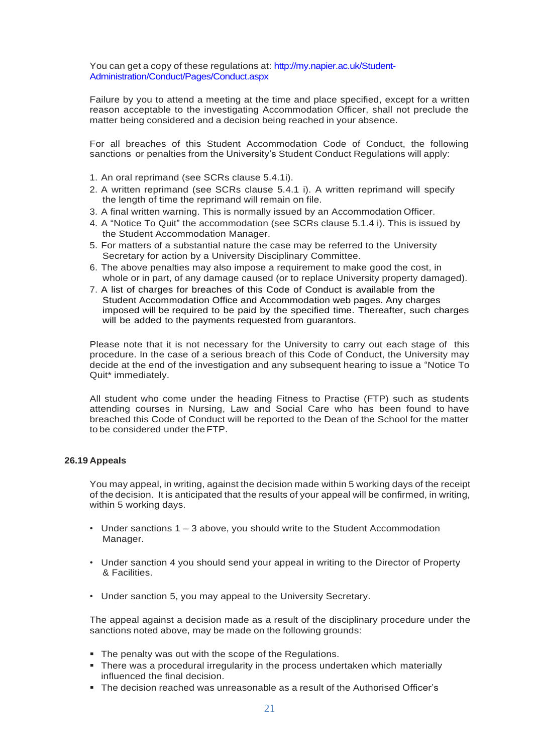You can get a copy of these regulations at: http://my.napier.ac.uk/Student-Administration/Conduct/Pages/Conduct.aspx

Failure by you to attend a meeting at the time and place specified, except for a written reason acceptable to the investigating Accommodation Officer, shall not preclude the matter being considered and a decision being reached in your absence.

For all breaches of this Student Accommodation Code of Conduct, the following sanctions or penalties from the University's Student Conduct Regulations will apply:

1. An oral reprimand (see SCRs clause 5.4.1i).
2. A written reprimand (see SCRs clause 5.4.1 i). A written reprimand will specify the length of time the reprimand will remain on file.
3. A final written warning. This is normally issued by an Accommodation Officer.
4. A "Notice To Quit" the accommodation (see SCRs clause 5.1.4 i). This is issued by the Student Accommodation Manager.
5. For matters of a substantial nature the case may be referred to the University Secretary for action by a University Disciplinary Committee.
6. The above penalties may also impose a requirement to make good the cost, in whole or in part, of any damage caused (or to replace University property damaged).
7. A list of charges for breaches of this Code of Conduct is available from the Student Accommodation Office and Accommodation web pages. Any charges imposed will be required to be paid by the specified time. Thereafter, such charges will be added to the payments requested from guarantors.

Please note that it is not necessary for the University to carry out each stage of this procedure. In the case of a serious breach of this Code of Conduct, the University may decide at the end of the investigation and any subsequent hearing to issue a "Notice To Quit* immediately.

All student who come under the heading Fitness to Practise (FTP) such as students attending courses in Nursing, Law and Social Care who has been found to have breached this Code of Conduct will be reported to the Dean of the School for the matter to be considered under the FTP.

### 26.19 Appeals

You may appeal, in writing, against the decision made within 5 working days of the receipt of the decision. It is anticipated that the results of your appeal will be confirmed, in writing, within 5 working days.

- Under sanctions 1 – 3 above, you should write to the Student Accommodation Manager.
- Under sanction 4 you should send your appeal in writing to the Director of Property & Facilities.
- Under sanction 5, you may appeal to the University Secretary.

The appeal against a decision made as a result of the disciplinary procedure under the sanctions noted above, may be made on the following grounds:

- The penalty was out with the scope of the Regulations.
- There was a procedural irregularity in the process undertaken which materially influenced the final decision.
- The decision reached was unreasonable as a result of the Authorised Officer's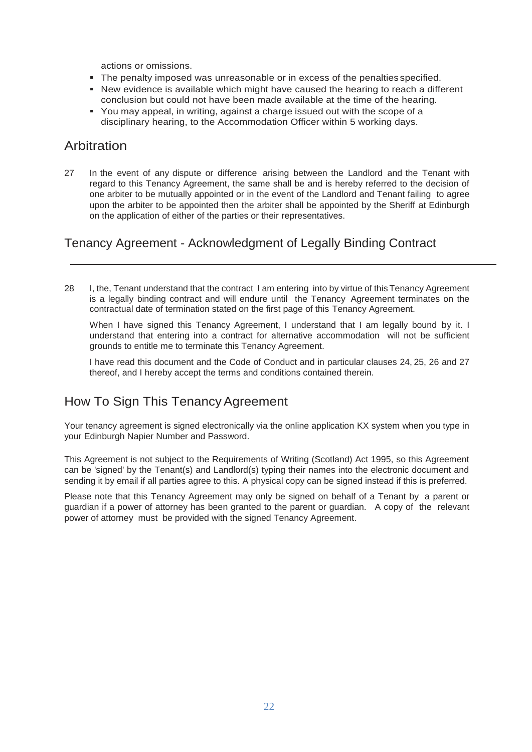actions or omissions.

- The penalty imposed was unreasonable or in excess of the penalties specified.
- New evidence is available which might have caused the hearing to reach a different conclusion but could not have been made available at the time of the hearing.
- You may appeal, in writing, against a charge issued out with the scope of a disciplinary hearing, to the Accommodation Officer within 5 working days.

## Arbitration

27 In the event of any dispute or difference arising between the Landlord and the Tenant with regard to this Tenancy Agreement, the same shall be and is hereby referred to the decision of one arbiter to be mutually appointed or in the event of the Landlord and Tenant failing to agree upon the arbiter to be appointed then the arbiter shall be appointed by the Sheriff at Edinburgh on the application of either of the parties or their representatives.

## Tenancy Agreement - Acknowledgment of Legally Binding Contract

28 I, the, Tenant understand that the contract I am entering into by virtue of this Tenancy Agreement is a legally binding contract and will endure until the Tenancy Agreement terminates on the contractual date of termination stated on the first page of this Tenancy Agreement.

When I have signed this Tenancy Agreement, I understand that I am legally bound by it. I understand that entering into a contract for alternative accommodation will not be sufficient grounds to entitle me to terminate this Tenancy Agreement.

I have read this document and the Code of Conduct and in particular clauses 24, 25, 26 and 27 thereof, and I hereby accept the terms and conditions contained therein.

## How To Sign This Tenancy Agreement

Your tenancy agreement is signed electronically via the online application KX system when you type in your Edinburgh Napier Number and Password.

This Agreement is not subject to the Requirements of Writing (Scotland) Act 1995, so this Agreement can be 'signed' by the Tenant(s) and Landlord(s) typing their names into the electronic document and sending it by email if all parties agree to this. A physical copy can be signed instead if this is preferred.

Please note that this Tenancy Agreement may only be signed on behalf of a Tenant by a parent or guardian if a power of attorney has been granted to the parent or guardian. A copy of the relevant power of attorney must be provided with the signed Tenancy Agreement.